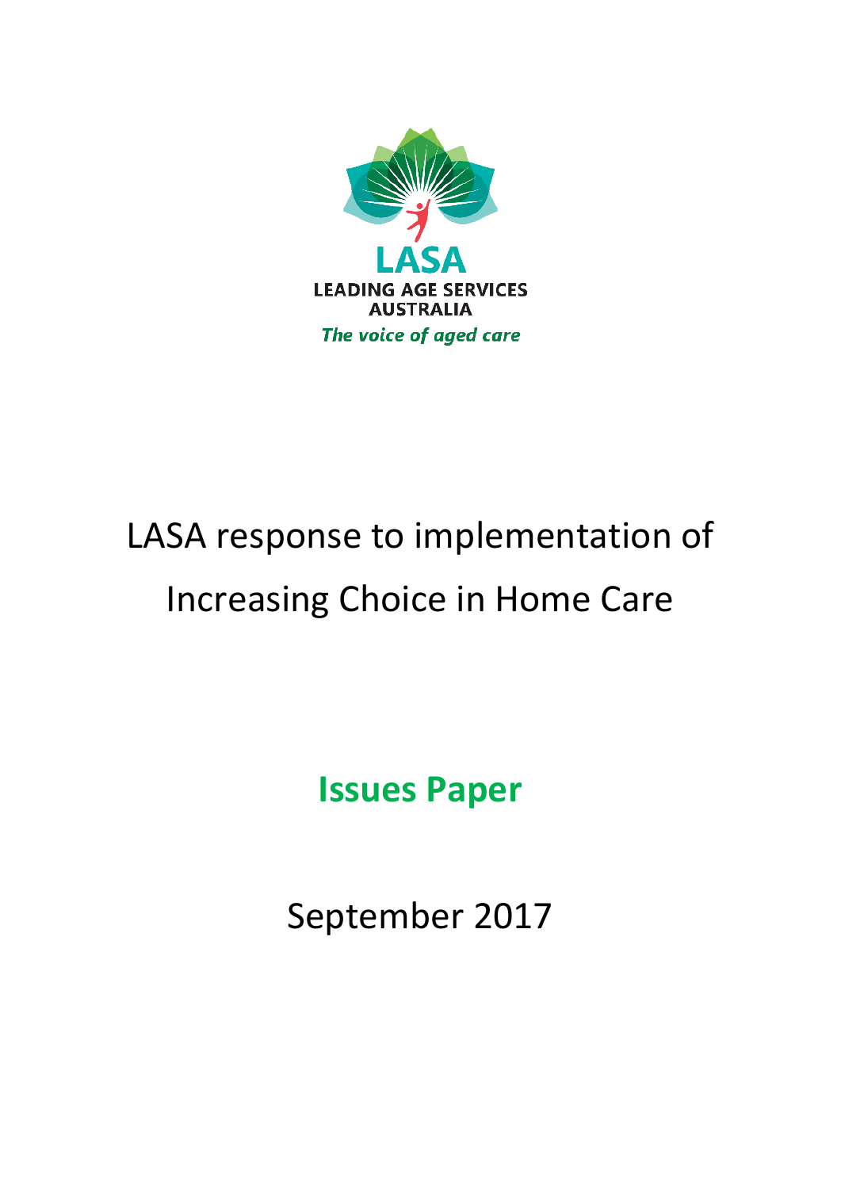LASA

LEADING AGE SERVICES AUSTRALIA

*The voice of aged care*

# LASA response to implementation of Increasing Choice in Home Care

## Issues Paper

September 2017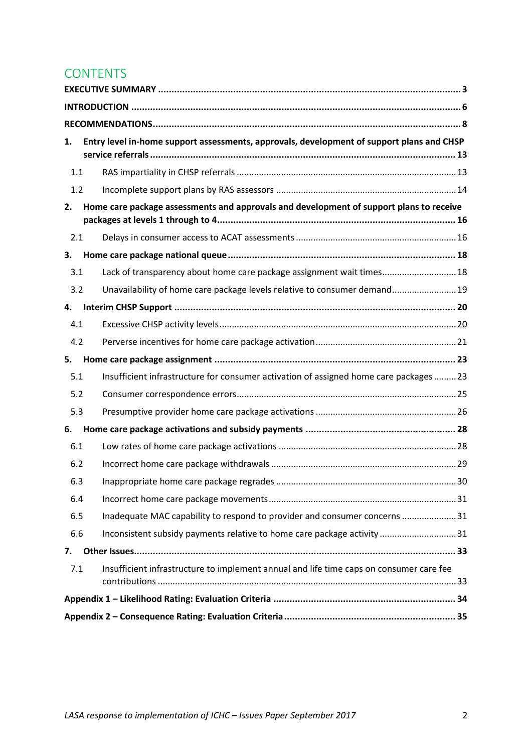# CONTENTS

**EXECUTIVE SUMMARY** ... **3**

**INTRODUCTION** ... **6**

**RECOMMENDATIONS** ... **8**

**1. Entry level in-home support assessments, approvals, development of support plans and CHSP service referrals** ... **13**

- 1.1 RAS impartiality in CHSP referrals ... 13
- 1.2 Incomplete support plans by RAS assessors ... 14

**2. Home care package assessments and approvals and development of support plans to receive packages at levels 1 through to 4** ... **16**

- 2.1 Delays in consumer access to ACAT assessments ... 16

**3. Home care package national queue** ... **18**

- 3.1 Lack of transparency about home care package assignment wait times ... 18
- 3.2 Unavailability of home care package levels relative to consumer demand ... 19

**4. Interim CHSP Support** ... **20**

- 4.1 Excessive CHSP activity levels ... 20
- 4.2 Perverse incentives for home care package activation ... 21

**5. Home care package assignment** ... **23**

- 5.1 Insufficient infrastructure for consumer activation of assigned home care packages ... 23
- 5.2 Consumer correspondence errors ... 25
- 5.3 Presumptive provider home care package activations ... 26

**6. Home care package activations and subsidy payments** ... **28**

- 6.1 Low rates of home care package activations ... 28
- 6.2 Incorrect home care package withdrawals ... 29
- 6.3 Inappropriate home care package regrades ... 30
- 6.4 Incorrect home care package movements ... 31
- 6.5 Inadequate MAC capability to respond to provider and consumer concerns ... 31
- 6.6 Inconsistent subsidy payments relative to home care package activity ... 31

**7. Other Issues** ... **33**

- 7.1 Insufficient infrastructure to implement annual and life time caps on consumer care fee contributions ... 33

**Appendix 1 – Likelihood Rating: Evaluation Criteria** ... **34**

**Appendix 2 – Consequence Rating: Evaluation Criteria** ... **35**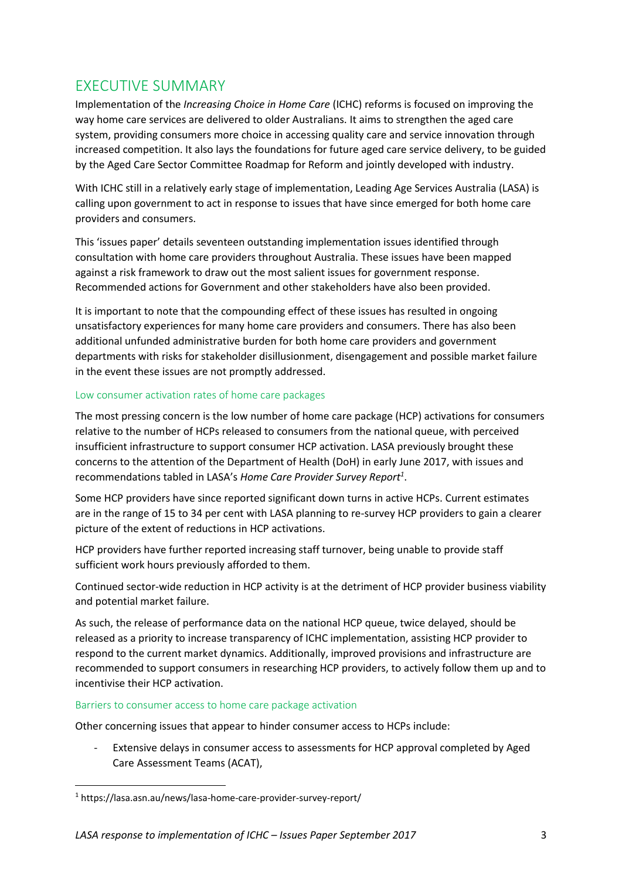# EXECUTIVE SUMMARY

Implementation of the *Increasing Choice in Home Care* (ICHC) reforms is focused on improving the way home care services are delivered to older Australians. It aims to strengthen the aged care system, providing consumers more choice in accessing quality care and service innovation through increased competition. It also lays the foundations for future aged care service delivery, to be guided by the Aged Care Sector Committee Roadmap for Reform and jointly developed with industry.

With ICHC still in a relatively early stage of implementation, Leading Age Services Australia (LASA) is calling upon government to act in response to issues that have since emerged for both home care providers and consumers.

This 'issues paper' details seventeen outstanding implementation issues identified through consultation with home care providers throughout Australia. These issues have been mapped against a risk framework to draw out the most salient issues for government response. Recommended actions for Government and other stakeholders have also been provided.

It is important to note that the compounding effect of these issues has resulted in ongoing unsatisfactory experiences for many home care providers and consumers. There has also been additional unfunded administrative burden for both home care providers and government departments with risks for stakeholder disillusionment, disengagement and possible market failure in the event these issues are not promptly addressed.

### Low consumer activation rates of home care packages

The most pressing concern is the low number of home care package (HCP) activations for consumers relative to the number of HCPs released to consumers from the national queue, with perceived insufficient infrastructure to support consumer HCP activation. LASA previously brought these concerns to the attention of the Department of Health (DoH) in early June 2017, with issues and recommendations tabled in LASA's *Home Care Provider Survey Report*[1].

Some HCP providers have since reported significant down turns in active HCPs. Current estimates are in the range of 15 to 34 per cent with LASA planning to re-survey HCP providers to gain a clearer picture of the extent of reductions in HCP activations.

HCP providers have further reported increasing staff turnover, being unable to provide staff sufficient work hours previously afforded to them.

Continued sector-wide reduction in HCP activity is at the detriment of HCP provider business viability and potential market failure.

As such, the release of performance data on the national HCP queue, twice delayed, should be released as a priority to increase transparency of ICHC implementation, assisting HCP provider to respond to the current market dynamics. Additionally, improved provisions and infrastructure are recommended to support consumers in researching HCP providers, to actively follow them up and to incentivise their HCP activation.

### Barriers to consumer access to home care package activation

Other concerning issues that appear to hinder consumer access to HCPs include:

- Extensive delays in consumer access to assessments for HCP approval completed by Aged Care Assessment Teams (ACAT),

[1] https://lasa.asn.au/news/lasa-home-care-provider-survey-report/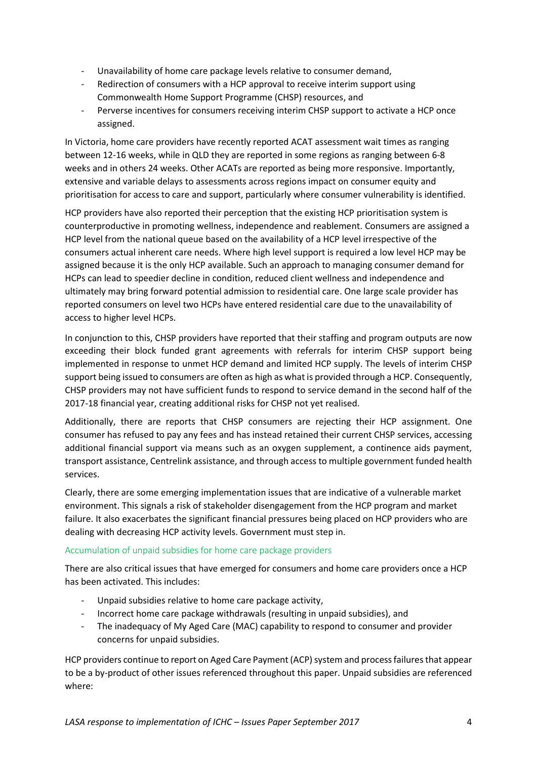- Unavailability of home care package levels relative to consumer demand,
- Redirection of consumers with a HCP approval to receive interim support using Commonwealth Home Support Programme (CHSP) resources, and
- Perverse incentives for consumers receiving interim CHSP support to activate a HCP once assigned.

In Victoria, home care providers have recently reported ACAT assessment wait times as ranging between 12-16 weeks, while in QLD they are reported in some regions as ranging between 6-8 weeks and in others 24 weeks. Other ACATs are reported as being more responsive. Importantly, extensive and variable delays to assessments across regions impact on consumer equity and prioritisation for access to care and support, particularly where consumer vulnerability is identified.

HCP providers have also reported their perception that the existing HCP prioritisation system is counterproductive in promoting wellness, independence and reablement. Consumers are assigned a HCP level from the national queue based on the availability of a HCP level irrespective of the consumers actual inherent care needs. Where high level support is required a low level HCP may be assigned because it is the only HCP available. Such an approach to managing consumer demand for HCPs can lead to speedier decline in condition, reduced client wellness and independence and ultimately may bring forward potential admission to residential care. One large scale provider has reported consumers on level two HCPs have entered residential care due to the unavailability of access to higher level HCPs.

In conjunction to this, CHSP providers have reported that their staffing and program outputs are now exceeding their block funded grant agreements with referrals for interim CHSP support being implemented in response to unmet HCP demand and limited HCP supply. The levels of interim CHSP support being issued to consumers are often as high as what is provided through a HCP. Consequently, CHSP providers may not have sufficient funds to respond to service demand in the second half of the 2017-18 financial year, creating additional risks for CHSP not yet realised.

Additionally, there are reports that CHSP consumers are rejecting their HCP assignment. One consumer has refused to pay any fees and has instead retained their current CHSP services, accessing additional financial support via means such as an oxygen supplement, a continence aids payment, transport assistance, Centrelink assistance, and through access to multiple government funded health services.

Clearly, there are some emerging implementation issues that are indicative of a vulnerable market environment. This signals a risk of stakeholder disengagement from the HCP program and market failure. It also exacerbates the significant financial pressures being placed on HCP providers who are dealing with decreasing HCP activity levels. Government must step in.

### Accumulation of unpaid subsidies for home care package providers

There are also critical issues that have emerged for consumers and home care providers once a HCP has been activated. This includes:

- Unpaid subsidies relative to home care package activity,
- Incorrect home care package withdrawals (resulting in unpaid subsidies), and
- The inadequacy of My Aged Care (MAC) capability to respond to consumer and provider concerns for unpaid subsidies.

HCP providers continue to report on Aged Care Payment (ACP) system and process failures that appear to be a by-product of other issues referenced throughout this paper. Unpaid subsidies are referenced where: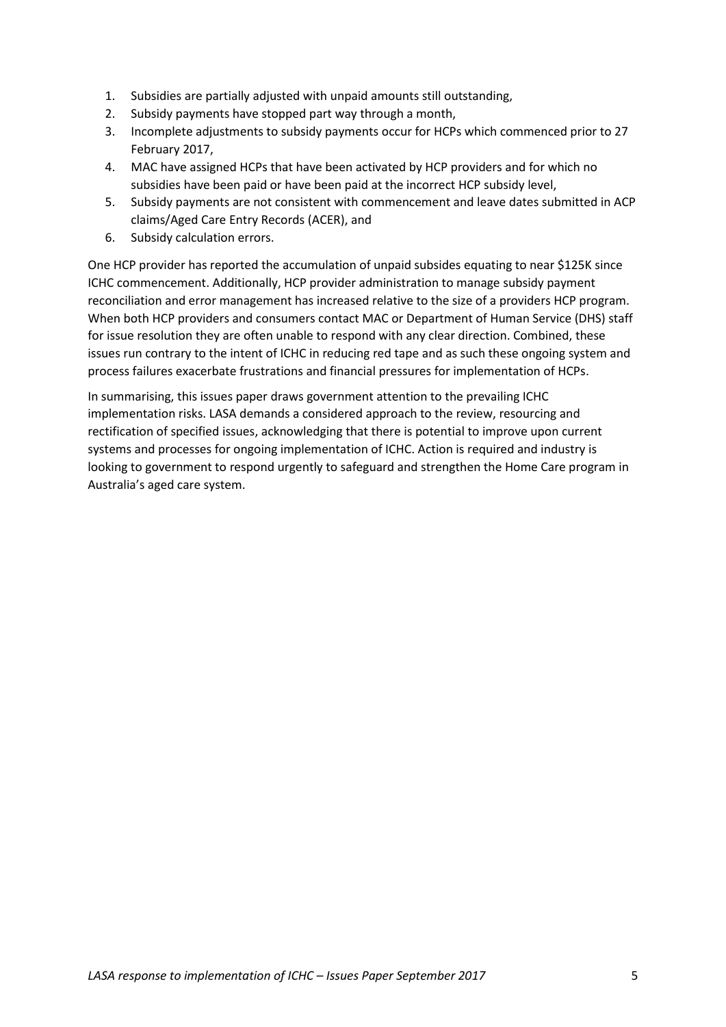1. Subsidies are partially adjusted with unpaid amounts still outstanding,
2. Subsidy payments have stopped part way through a month,
3. Incomplete adjustments to subsidy payments occur for HCPs which commenced prior to 27 February 2017,
4. MAC have assigned HCPs that have been activated by HCP providers and for which no subsidies have been paid or have been paid at the incorrect HCP subsidy level,
5. Subsidy payments are not consistent with commencement and leave dates submitted in ACP claims/Aged Care Entry Records (ACER), and
6. Subsidy calculation errors.

One HCP provider has reported the accumulation of unpaid subsides equating to near $125K since ICHC commencement. Additionally, HCP provider administration to manage subsidy payment reconciliation and error management has increased relative to the size of a providers HCP program. When both HCP providers and consumers contact MAC or Department of Human Service (DHS) staff for issue resolution they are often unable to respond with any clear direction. Combined, these issues run contrary to the intent of ICHC in reducing red tape and as such these ongoing system and process failures exacerbate frustrations and financial pressures for implementation of HCPs.

In summarising, this issues paper draws government attention to the prevailing ICHC implementation risks. LASA demands a considered approach to the review, resourcing and rectification of specified issues, acknowledging that there is potential to improve upon current systems and processes for ongoing implementation of ICHC. Action is required and industry is looking to government to respond urgently to safeguard and strengthen the Home Care program in Australia's aged care system.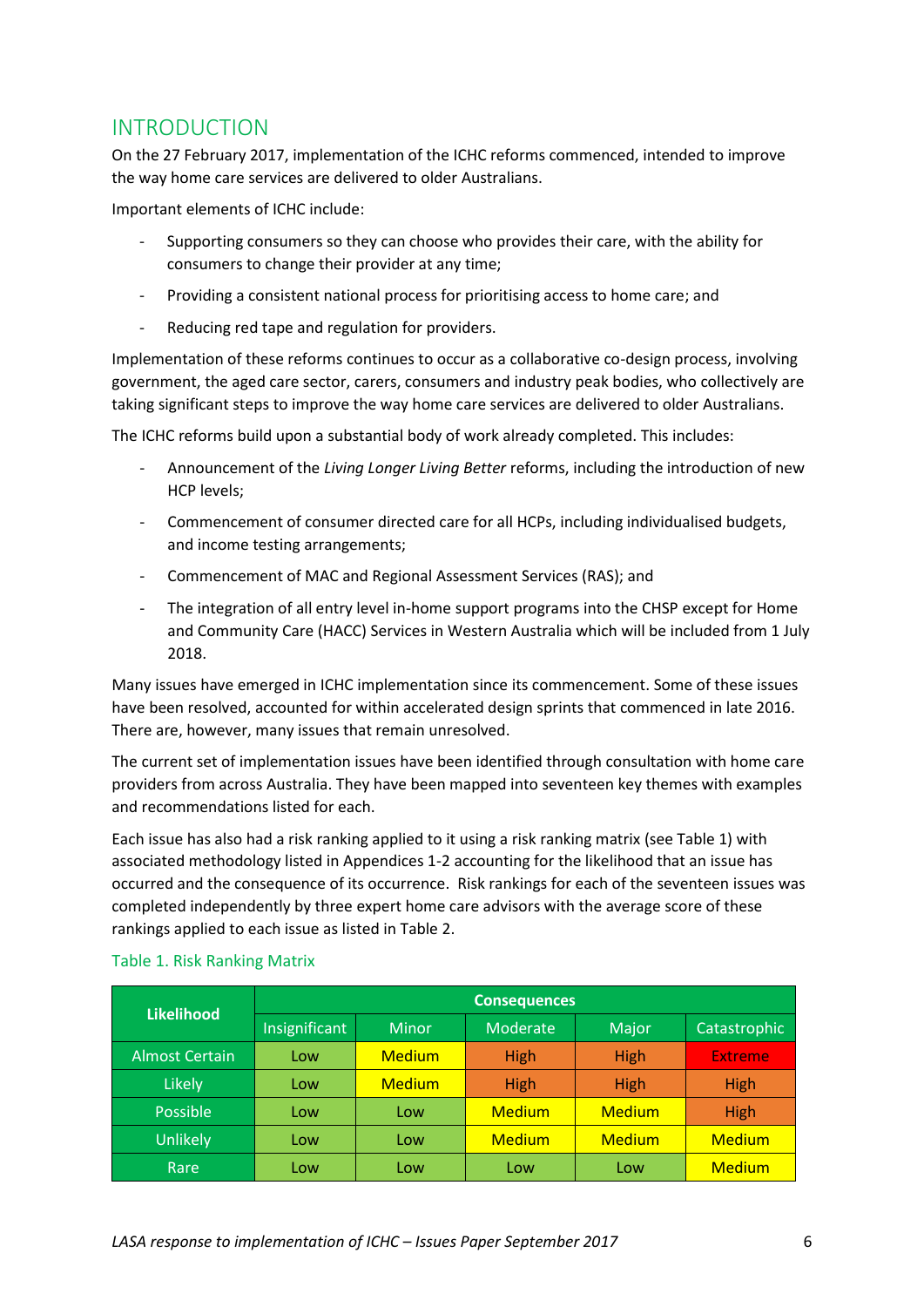# INTRODUCTION

On the 27 February 2017, implementation of the ICHC reforms commenced, intended to improve the way home care services are delivered to older Australians.

Important elements of ICHC include:

- Supporting consumers so they can choose who provides their care, with the ability for consumers to change their provider at any time;
- Providing a consistent national process for prioritising access to home care; and
- Reducing red tape and regulation for providers.

Implementation of these reforms continues to occur as a collaborative co-design process, involving government, the aged care sector, carers, consumers and industry peak bodies, who collectively are taking significant steps to improve the way home care services are delivered to older Australians.

The ICHC reforms build upon a substantial body of work already completed. This includes:

- Announcement of the *Living Longer Living Better* reforms, including the introduction of new HCP levels;
- Commencement of consumer directed care for all HCPs, including individualised budgets, and income testing arrangements;
- Commencement of MAC and Regional Assessment Services (RAS); and
- The integration of all entry level in-home support programs into the CHSP except for Home and Community Care (HACC) Services in Western Australia which will be included from 1 July 2018.

Many issues have emerged in ICHC implementation since its commencement. Some of these issues have been resolved, accounted for within accelerated design sprints that commenced in late 2016. There are, however, many issues that remain unresolved.

The current set of implementation issues have been identified through consultation with home care providers from across Australia. They have been mapped into seventeen key themes with examples and recommendations listed for each.

Each issue has also had a risk ranking applied to it using a risk ranking matrix (see Table 1) with associated methodology listed in Appendices 1-2 accounting for the likelihood that an issue has occurred and the consequence of its occurrence. Risk rankings for each of the seventeen issues was completed independently by three expert home care advisors with the average score of these rankings applied to each issue as listed in Table 2.

Table 1. Risk Ranking Matrix

| Likelihood | Consequences | | | | |
|---|---|---|---|---|---|
| | Insignificant | Minor | Moderate | Major | Catastrophic |
| Almost Certain | Low | Medium | High | High | Extreme |
| Likely | Low | Medium | High | High | High |
| Possible | Low | Low | Medium | Medium | High |
| Unlikely | Low | Low | Medium | Medium | Medium |
| Rare | Low | Low | Low | Low | Medium |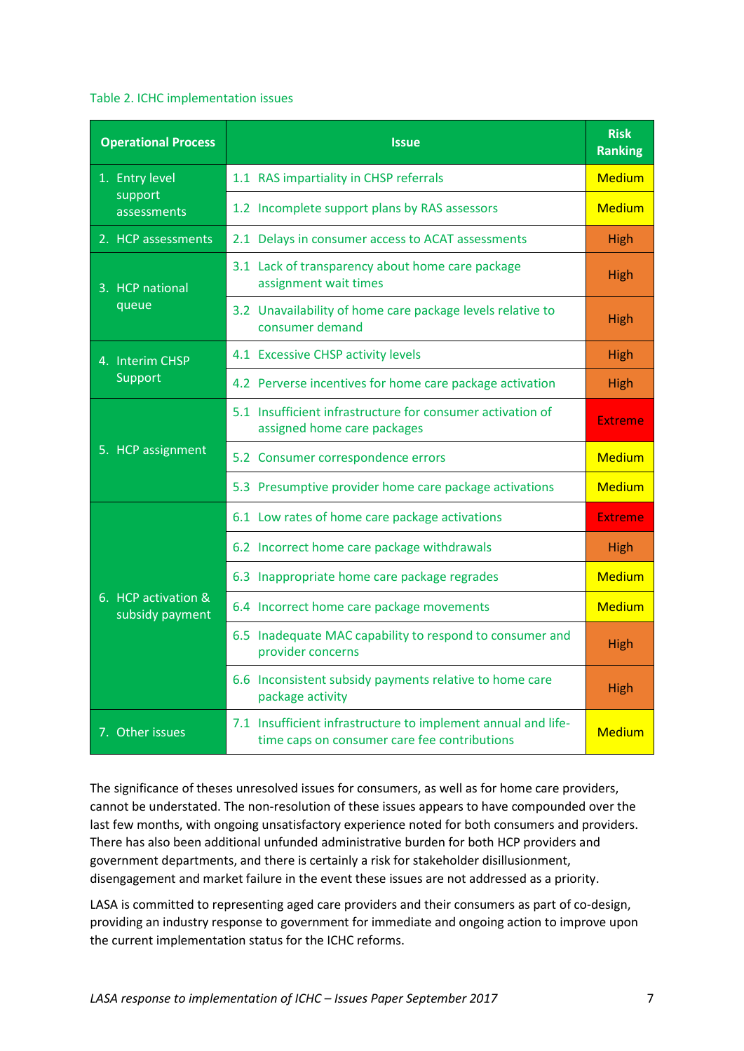Table 2. ICHC implementation issues

| Operational Process | Issue | Risk Ranking |
|---|---|---|
| 1. Entry level support assessments | 1.1 RAS impartiality in CHSP referrals | Medium |
| | 1.2 Incomplete support plans by RAS assessors | Medium |
| 2. HCP assessments | 2.1 Delays in consumer access to ACAT assessments | High |
| 3. HCP national queue | 3.1 Lack of transparency about home care package assignment wait times | High |
| | 3.2 Unavailability of home care package levels relative to consumer demand | High |
| 4. Interim CHSP Support | 4.1 Excessive CHSP activity levels | High |
| | 4.2 Perverse incentives for home care package activation | High |
| 5. HCP assignment | 5.1 Insufficient infrastructure for consumer activation of assigned home care packages | Extreme |
| | 5.2 Consumer correspondence errors | Medium |
| | 5.3 Presumptive provider home care package activations | Medium |
| 6. HCP activation & subsidy payment | 6.1 Low rates of home care package activations | Extreme |
| | 6.2 Incorrect home care package withdrawals | High |
| | 6.3 Inappropriate home care package regrades | Medium |
| | 6.4 Incorrect home care package movements | Medium |
| | 6.5 Inadequate MAC capability to respond to consumer and provider concerns | High |
| | 6.6 Inconsistent subsidy payments relative to home care package activity | High |
| 7. Other issues | 7.1 Insufficient infrastructure to implement annual and life-time caps on consumer care fee contributions | Medium |

The significance of theses unresolved issues for consumers, as well as for home care providers, cannot be understated. The non-resolution of these issues appears to have compounded over the last few months, with ongoing unsatisfactory experience noted for both consumers and providers. There has also been additional unfunded administrative burden for both HCP providers and government departments, and there is certainly a risk for stakeholder disillusionment, disengagement and market failure in the event these issues are not addressed as a priority.

LASA is committed to representing aged care providers and their consumers as part of co-design, providing an industry response to government for immediate and ongoing action to improve upon the current implementation status for the ICHC reforms.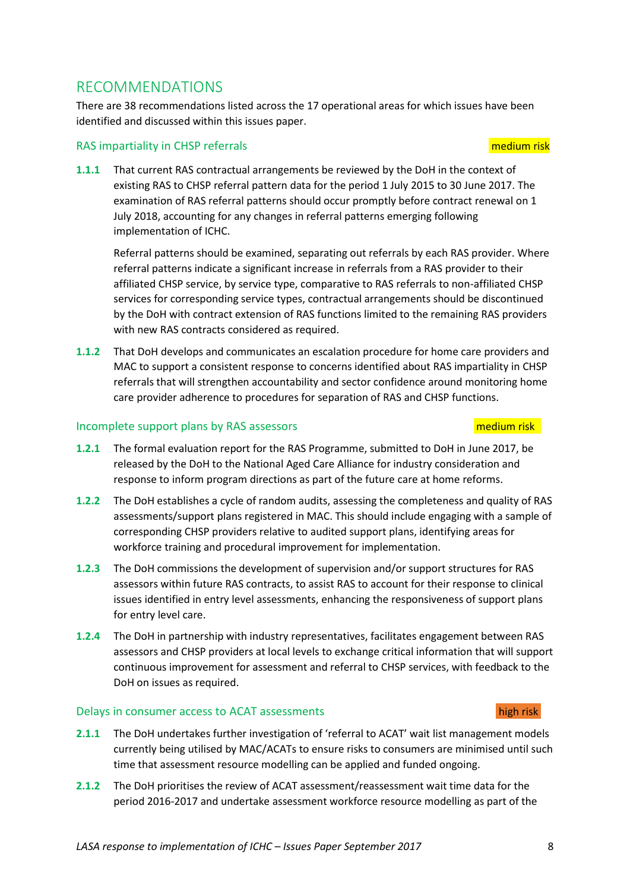# RECOMMENDATIONS

There are 38 recommendations listed across the 17 operational areas for which issues have been identified and discussed within this issues paper.

## RAS impartiality in CHSP referrals

medium risk

**1.1.1** That current RAS contractual arrangements be reviewed by the DoH in the context of existing RAS to CHSP referral pattern data for the period 1 July 2015 to 30 June 2017. The examination of RAS referral patterns should occur promptly before contract renewal on 1 July 2018, accounting for any changes in referral patterns emerging following implementation of ICHC.

Referral patterns should be examined, separating out referrals by each RAS provider. Where referral patterns indicate a significant increase in referrals from a RAS provider to their affiliated CHSP service, by service type, comparative to RAS referrals to non-affiliated CHSP services for corresponding service types, contractual arrangements should be discontinued by the DoH with contract extension of RAS functions limited to the remaining RAS providers with new RAS contracts considered as required.

**1.1.2** That DoH develops and communicates an escalation procedure for home care providers and MAC to support a consistent response to concerns identified about RAS impartiality in CHSP referrals that will strengthen accountability and sector confidence around monitoring home care provider adherence to procedures for separation of RAS and CHSP functions.

## Incomplete support plans by RAS assessors

medium risk

**1.2.1** The formal evaluation report for the RAS Programme, submitted to DoH in June 2017, be released by the DoH to the National Aged Care Alliance for industry consideration and response to inform program directions as part of the future care at home reforms.

**1.2.2** The DoH establishes a cycle of random audits, assessing the completeness and quality of RAS assessments/support plans registered in MAC. This should include engaging with a sample of corresponding CHSP providers relative to audited support plans, identifying areas for workforce training and procedural improvement for implementation.

**1.2.3** The DoH commissions the development of supervision and/or support structures for RAS assessors within future RAS contracts, to assist RAS to account for their response to clinical issues identified in entry level assessments, enhancing the responsiveness of support plans for entry level care.

**1.2.4** The DoH in partnership with industry representatives, facilitates engagement between RAS assessors and CHSP providers at local levels to exchange critical information that will support continuous improvement for assessment and referral to CHSP services, with feedback to the DoH on issues as required.

## Delays in consumer access to ACAT assessments

high risk

**2.1.1** The DoH undertakes further investigation of 'referral to ACAT' wait list management models currently being utilised by MAC/ACATs to ensure risks to consumers are minimised until such time that assessment resource modelling can be applied and funded ongoing.

**2.1.2** The DoH prioritises the review of ACAT assessment/reassessment wait time data for the period 2016-2017 and undertake assessment workforce resource modelling as part of the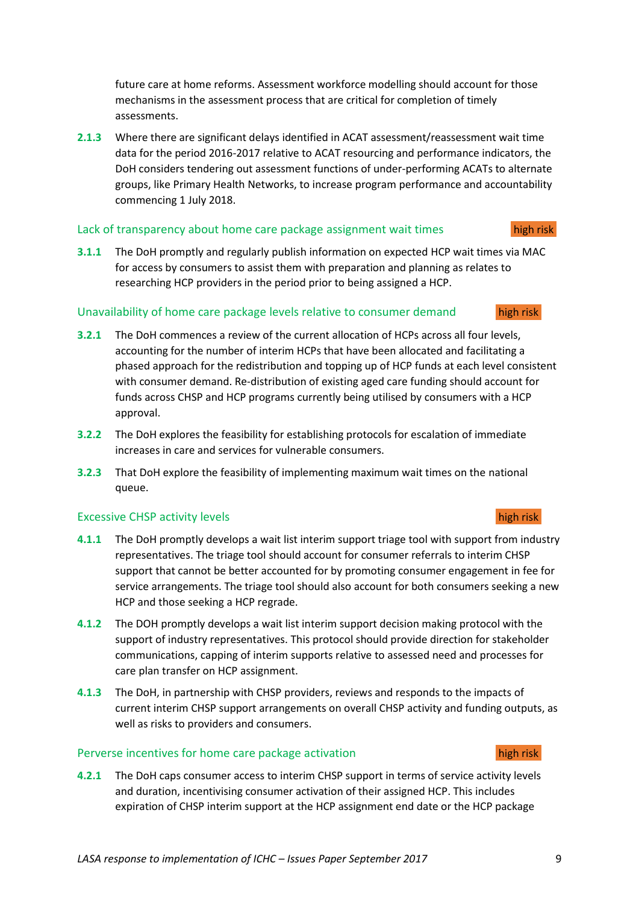future care at home reforms. Assessment workforce modelling should account for those mechanisms in the assessment process that are critical for completion of timely assessments.

**2.1.3** Where there are significant delays identified in ACAT assessment/reassessment wait time data for the period 2016-2017 relative to ACAT resourcing and performance indicators, the DoH considers tendering out assessment functions of under-performing ACATs to alternate groups, like Primary Health Networks, to increase program performance and accountability commencing 1 July 2018.

### Lack of transparency about home care package assignment wait times — high risk

**3.1.1** The DoH promptly and regularly publish information on expected HCP wait times via MAC for access by consumers to assist them with preparation and planning as relates to researching HCP providers in the period prior to being assigned a HCP.

### Unavailability of home care package levels relative to consumer demand — high risk

**3.2.1** The DoH commences a review of the current allocation of HCPs across all four levels, accounting for the number of interim HCPs that have been allocated and facilitating a phased approach for the redistribution and topping up of HCP funds at each level consistent with consumer demand. Re-distribution of existing aged care funding should account for funds across CHSP and HCP programs currently being utilised by consumers with a HCP approval.

**3.2.2** The DoH explores the feasibility for establishing protocols for escalation of immediate increases in care and services for vulnerable consumers.

**3.2.3** That DoH explore the feasibility of implementing maximum wait times on the national queue.

### Excessive CHSP activity levels — high risk

**4.1.1** The DoH promptly develops a wait list interim support triage tool with support from industry representatives. The triage tool should account for consumer referrals to interim CHSP support that cannot be better accounted for by promoting consumer engagement in fee for service arrangements. The triage tool should also account for both consumers seeking a new HCP and those seeking a HCP regrade.

**4.1.2** The DOH promptly develops a wait list interim support decision making protocol with the support of industry representatives. This protocol should provide direction for stakeholder communications, capping of interim supports relative to assessed need and processes for care plan transfer on HCP assignment.

**4.1.3** The DoH, in partnership with CHSP providers, reviews and responds to the impacts of current interim CHSP support arrangements on overall CHSP activity and funding outputs, as well as risks to providers and consumers.

### Perverse incentives for home care package activation — high risk

**4.2.1** The DoH caps consumer access to interim CHSP support in terms of service activity levels and duration, incentivising consumer activation of their assigned HCP. This includes expiration of CHSP interim support at the HCP assignment end date or the HCP package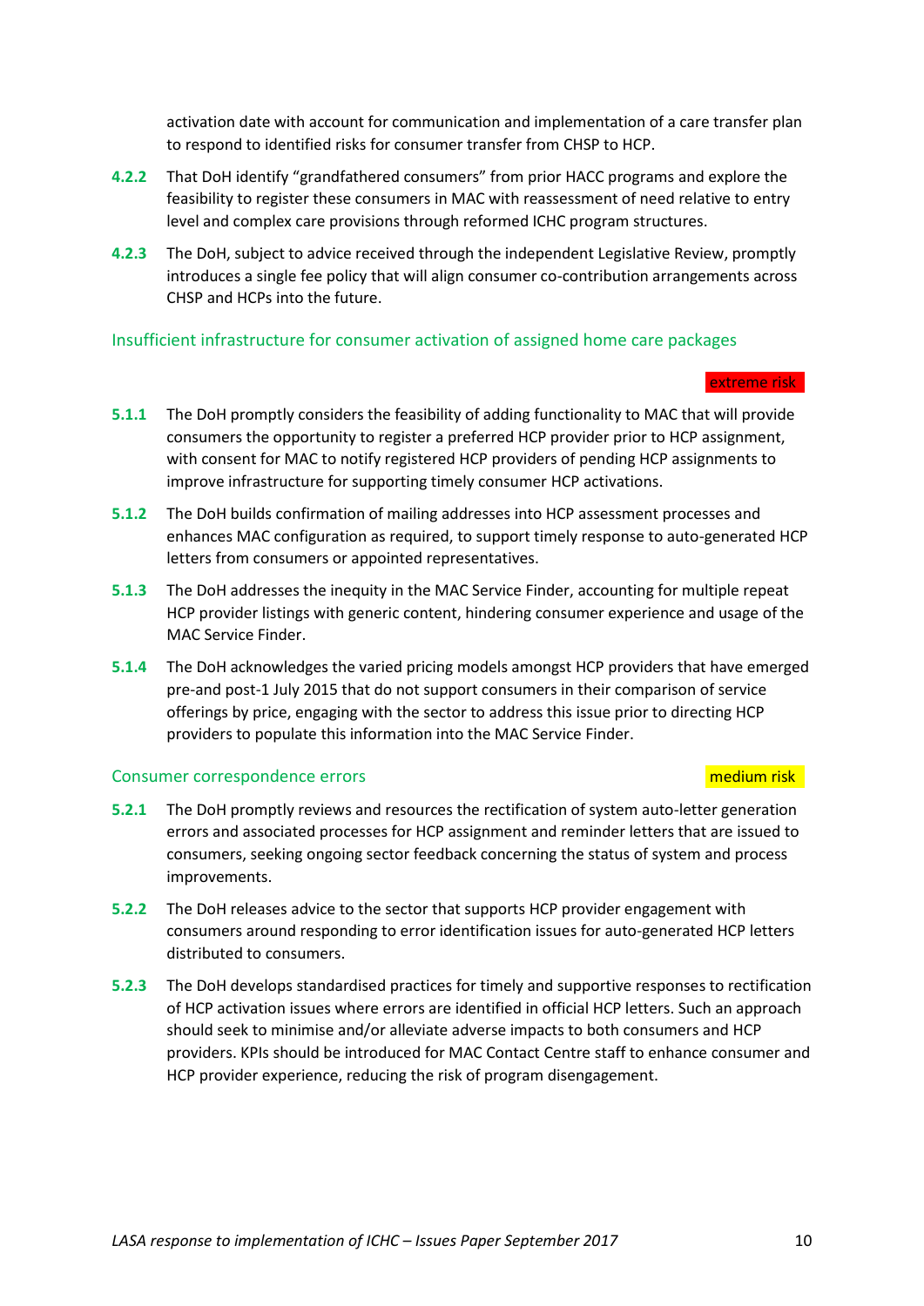activation date with account for communication and implementation of a care transfer plan to respond to identified risks for consumer transfer from CHSP to HCP.

**4.2.2** That DoH identify "grandfathered consumers" from prior HACC programs and explore the feasibility to register these consumers in MAC with reassessment of need relative to entry level and complex care provisions through reformed ICHC program structures.

**4.2.3** The DoH, subject to advice received through the independent Legislative Review, promptly introduces a single fee policy that will align consumer co-contribution arrangements across CHSP and HCPs into the future.

### Insufficient infrastructure for consumer activation of assigned home care packages

extreme risk

**5.1.1** The DoH promptly considers the feasibility of adding functionality to MAC that will provide consumers the opportunity to register a preferred HCP provider prior to HCP assignment, with consent for MAC to notify registered HCP providers of pending HCP assignments to improve infrastructure for supporting timely consumer HCP activations.

**5.1.2** The DoH builds confirmation of mailing addresses into HCP assessment processes and enhances MAC configuration as required, to support timely response to auto-generated HCP letters from consumers or appointed representatives.

**5.1.3** The DoH addresses the inequity in the MAC Service Finder, accounting for multiple repeat HCP provider listings with generic content, hindering consumer experience and usage of the MAC Service Finder.

**5.1.4** The DoH acknowledges the varied pricing models amongst HCP providers that have emerged pre-and post-1 July 2015 that do not support consumers in their comparison of service offerings by price, engaging with the sector to address this issue prior to directing HCP providers to populate this information into the MAC Service Finder.

### Consumer correspondence errors

medium risk

**5.2.1** The DoH promptly reviews and resources the rectification of system auto-letter generation errors and associated processes for HCP assignment and reminder letters that are issued to consumers, seeking ongoing sector feedback concerning the status of system and process improvements.

**5.2.2** The DoH releases advice to the sector that supports HCP provider engagement with consumers around responding to error identification issues for auto-generated HCP letters distributed to consumers.

**5.2.3** The DoH develops standardised practices for timely and supportive responses to rectification of HCP activation issues where errors are identified in official HCP letters. Such an approach should seek to minimise and/or alleviate adverse impacts to both consumers and HCP providers. KPIs should be introduced for MAC Contact Centre staff to enhance consumer and HCP provider experience, reducing the risk of program disengagement.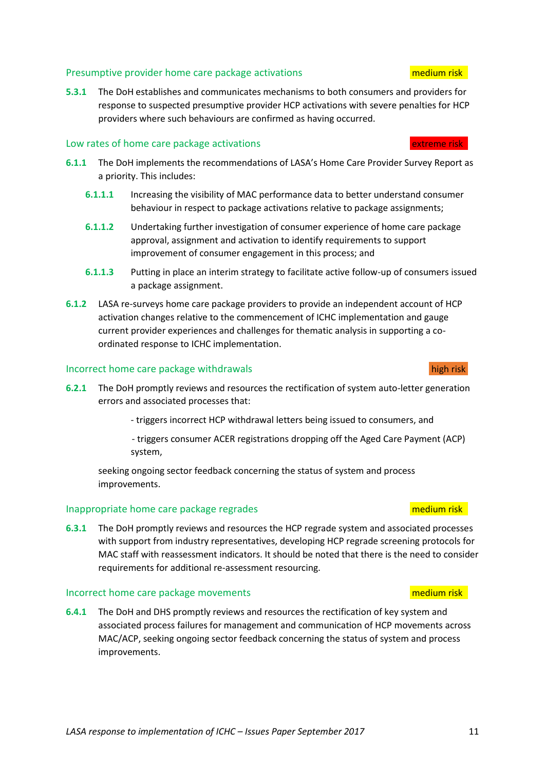### Presumptive provider home care package activations

medium risk

**5.3.1** The DoH establishes and communicates mechanisms to both consumers and providers for response to suspected presumptive provider HCP activations with severe penalties for HCP providers where such behaviours are confirmed as having occurred.

### Low rates of home care package activations

extreme risk

**6.1.1** The DoH implements the recommendations of LASA's Home Care Provider Survey Report as a priority. This includes:

**6.1.1.1** Increasing the visibility of MAC performance data to better understand consumer behaviour in respect to package activations relative to package assignments;

**6.1.1.2** Undertaking further investigation of consumer experience of home care package approval, assignment and activation to identify requirements to support improvement of consumer engagement in this process; and

**6.1.1.3** Putting in place an interim strategy to facilitate active follow-up of consumers issued a package assignment.

**6.1.2** LASA re-surveys home care package providers to provide an independent account of HCP activation changes relative to the commencement of ICHC implementation and gauge current provider experiences and challenges for thematic analysis in supporting a co-ordinated response to ICHC implementation.

### Incorrect home care package withdrawals

high risk

**6.2.1** The DoH promptly reviews and resources the rectification of system auto-letter generation errors and associated processes that:

- triggers incorrect HCP withdrawal letters being issued to consumers, and
- triggers consumer ACER registrations dropping off the Aged Care Payment (ACP) system,

seeking ongoing sector feedback concerning the status of system and process improvements.

### Inappropriate home care package regrades

medium risk

**6.3.1** The DoH promptly reviews and resources the HCP regrade system and associated processes with support from industry representatives, developing HCP regrade screening protocols for MAC staff with reassessment indicators. It should be noted that there is the need to consider requirements for additional re-assessment resourcing.

### Incorrect home care package movements

medium risk

**6.4.1** The DoH and DHS promptly reviews and resources the rectification of key system and associated process failures for management and communication of HCP movements across MAC/ACP, seeking ongoing sector feedback concerning the status of system and process improvements.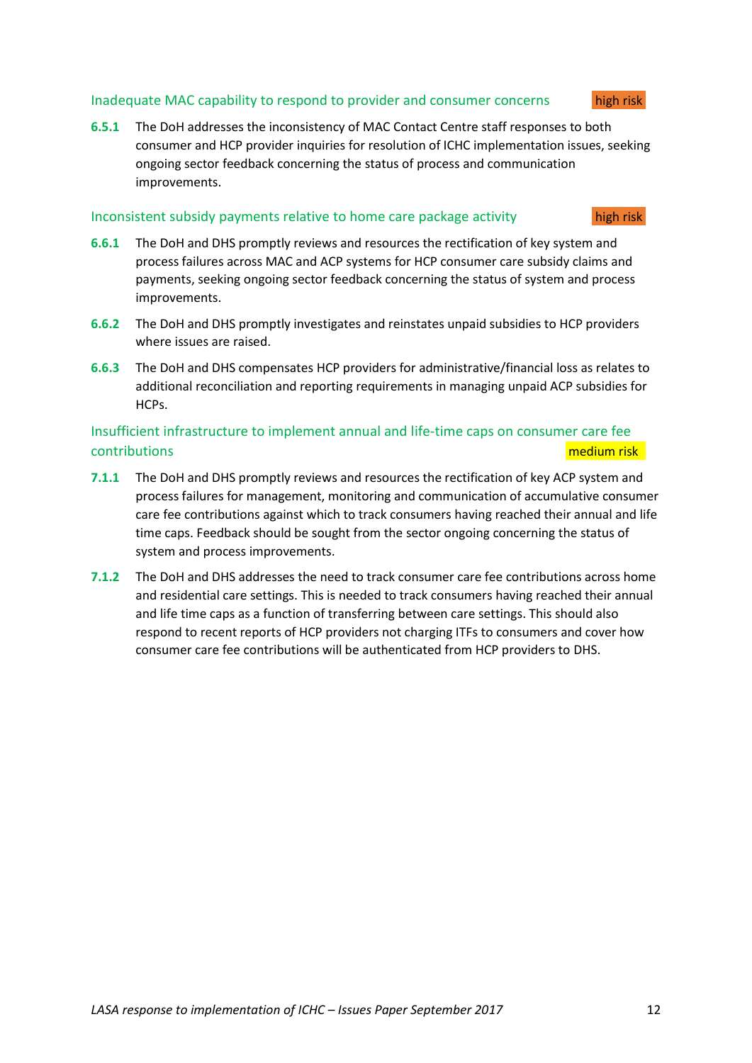### Inadequate MAC capability to respond to provider and consumer concerns

high risk

**6.5.1** The DoH addresses the inconsistency of MAC Contact Centre staff responses to both consumer and HCP provider inquiries for resolution of ICHC implementation issues, seeking ongoing sector feedback concerning the status of process and communication improvements.

### Inconsistent subsidy payments relative to home care package activity

high risk

**6.6.1** The DoH and DHS promptly reviews and resources the rectification of key system and process failures across MAC and ACP systems for HCP consumer care subsidy claims and payments, seeking ongoing sector feedback concerning the status of system and process improvements.

**6.6.2** The DoH and DHS promptly investigates and reinstates unpaid subsidies to HCP providers where issues are raised.

**6.6.3** The DoH and DHS compensates HCP providers for administrative/financial loss as relates to additional reconciliation and reporting requirements in managing unpaid ACP subsidies for HCPs.

### Insufficient infrastructure to implement annual and life-time caps on consumer care fee contributions

medium risk

**7.1.1** The DoH and DHS promptly reviews and resources the rectification of key ACP system and process failures for management, monitoring and communication of accumulative consumer care fee contributions against which to track consumers having reached their annual and life time caps. Feedback should be sought from the sector ongoing concerning the status of system and process improvements.

**7.1.2** The DoH and DHS addresses the need to track consumer care fee contributions across home and residential care settings. This is needed to track consumers having reached their annual and life time caps as a function of transferring between care settings. This should also respond to recent reports of HCP providers not charging ITFs to consumers and cover how consumer care fee contributions will be authenticated from HCP providers to DHS.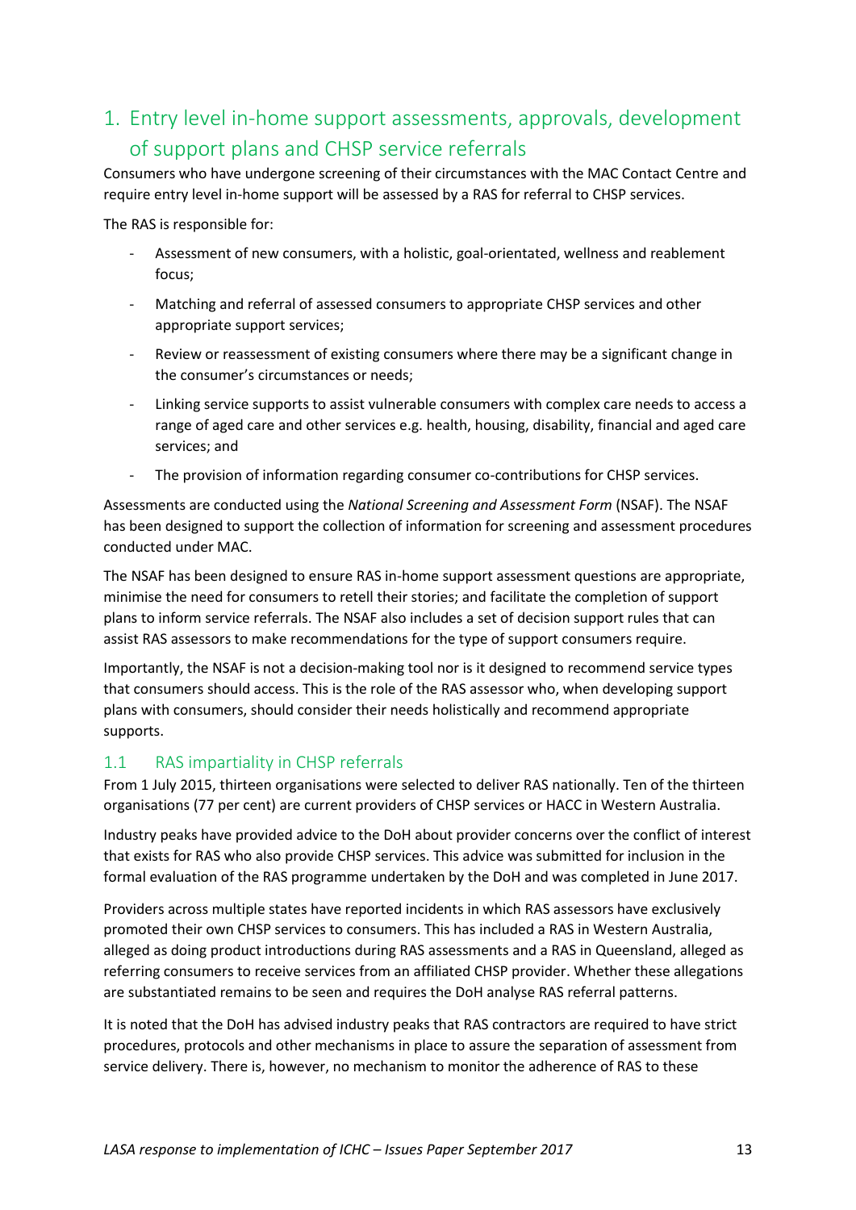## 1. Entry level in-home support assessments, approvals, development of support plans and CHSP service referrals

Consumers who have undergone screening of their circumstances with the MAC Contact Centre and require entry level in-home support will be assessed by a RAS for referral to CHSP services.

The RAS is responsible for:

- Assessment of new consumers, with a holistic, goal-orientated, wellness and reablement focus;
- Matching and referral of assessed consumers to appropriate CHSP services and other appropriate support services;
- Review or reassessment of existing consumers where there may be a significant change in the consumer's circumstances or needs;
- Linking service supports to assist vulnerable consumers with complex care needs to access a range of aged care and other services e.g. health, housing, disability, financial and aged care services; and
- The provision of information regarding consumer co-contributions for CHSP services.

Assessments are conducted using the *National Screening and Assessment Form* (NSAF). The NSAF has been designed to support the collection of information for screening and assessment procedures conducted under MAC.

The NSAF has been designed to ensure RAS in-home support assessment questions are appropriate, minimise the need for consumers to retell their stories; and facilitate the completion of support plans to inform service referrals. The NSAF also includes a set of decision support rules that can assist RAS assessors to make recommendations for the type of support consumers require.

Importantly, the NSAF is not a decision-making tool nor is it designed to recommend service types that consumers should access. This is the role of the RAS assessor who, when developing support plans with consumers, should consider their needs holistically and recommend appropriate supports.

### 1.1 RAS impartiality in CHSP referrals

From 1 July 2015, thirteen organisations were selected to deliver RAS nationally. Ten of the thirteen organisations (77 per cent) are current providers of CHSP services or HACC in Western Australia.

Industry peaks have provided advice to the DoH about provider concerns over the conflict of interest that exists for RAS who also provide CHSP services. This advice was submitted for inclusion in the formal evaluation of the RAS programme undertaken by the DoH and was completed in June 2017.

Providers across multiple states have reported incidents in which RAS assessors have exclusively promoted their own CHSP services to consumers. This has included a RAS in Western Australia, alleged as doing product introductions during RAS assessments and a RAS in Queensland, alleged as referring consumers to receive services from an affiliated CHSP provider. Whether these allegations are substantiated remains to be seen and requires the DoH analyse RAS referral patterns.

It is noted that the DoH has advised industry peaks that RAS contractors are required to have strict procedures, protocols and other mechanisms in place to assure the separation of assessment from service delivery. There is, however, no mechanism to monitor the adherence of RAS to these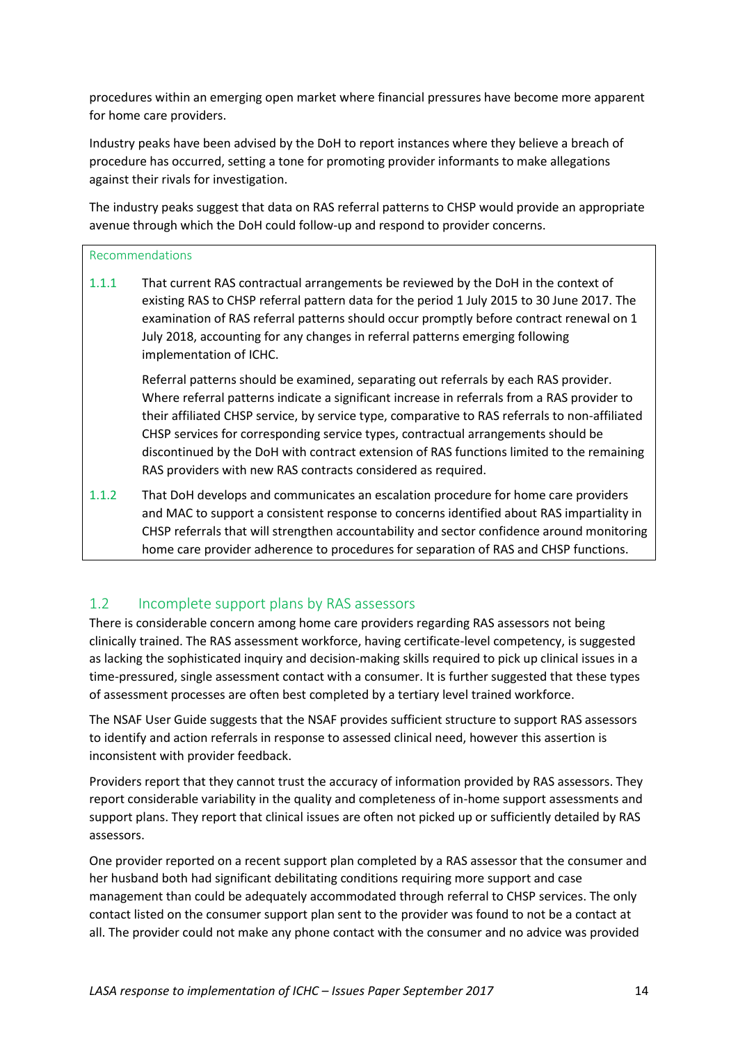procedures within an emerging open market where financial pressures have become more apparent for home care providers.

Industry peaks have been advised by the DoH to report instances where they believe a breach of procedure has occurred, setting a tone for promoting provider informants to make allegations against their rivals for investigation.

The industry peaks suggest that data on RAS referral patterns to CHSP would provide an appropriate avenue through which the DoH could follow-up and respond to provider concerns.

**Recommendations**

1.1.1 That current RAS contractual arrangements be reviewed by the DoH in the context of existing RAS to CHSP referral pattern data for the period 1 July 2015 to 30 June 2017. The examination of RAS referral patterns should occur promptly before contract renewal on 1 July 2018, accounting for any changes in referral patterns emerging following implementation of ICHC.

Referral patterns should be examined, separating out referrals by each RAS provider. Where referral patterns indicate a significant increase in referrals from a RAS provider to their affiliated CHSP service, by service type, comparative to RAS referrals to non-affiliated CHSP services for corresponding service types, contractual arrangements should be discontinued by the DoH with contract extension of RAS functions limited to the remaining RAS providers with new RAS contracts considered as required.

1.1.2 That DoH develops and communicates an escalation procedure for home care providers and MAC to support a consistent response to concerns identified about RAS impartiality in CHSP referrals that will strengthen accountability and sector confidence around monitoring home care provider adherence to procedures for separation of RAS and CHSP functions.

## 1.2 Incomplete support plans by RAS assessors

There is considerable concern among home care providers regarding RAS assessors not being clinically trained. The RAS assessment workforce, having certificate-level competency, is suggested as lacking the sophisticated inquiry and decision-making skills required to pick up clinical issues in a time-pressured, single assessment contact with a consumer. It is further suggested that these types of assessment processes are often best completed by a tertiary level trained workforce.

The NSAF User Guide suggests that the NSAF provides sufficient structure to support RAS assessors to identify and action referrals in response to assessed clinical need, however this assertion is inconsistent with provider feedback.

Providers report that they cannot trust the accuracy of information provided by RAS assessors. They report considerable variability in the quality and completeness of in-home support assessments and support plans. They report that clinical issues are often not picked up or sufficiently detailed by RAS assessors.

One provider reported on a recent support plan completed by a RAS assessor that the consumer and her husband both had significant debilitating conditions requiring more support and case management than could be adequately accommodated through referral to CHSP services. The only contact listed on the consumer support plan sent to the provider was found to not be a contact at all. The provider could not make any phone contact with the consumer and no advice was provided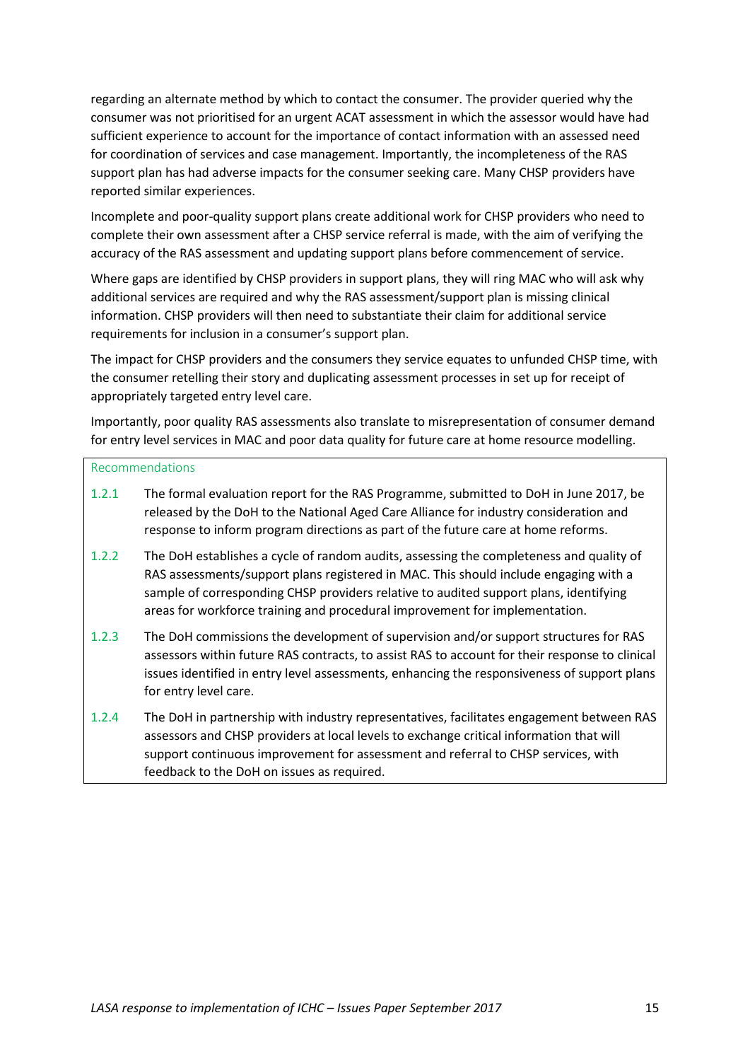regarding an alternate method by which to contact the consumer. The provider queried why the consumer was not prioritised for an urgent ACAT assessment in which the assessor would have had sufficient experience to account for the importance of contact information with an assessed need for coordination of services and case management. Importantly, the incompleteness of the RAS support plan has had adverse impacts for the consumer seeking care. Many CHSP providers have reported similar experiences.

Incomplete and poor-quality support plans create additional work for CHSP providers who need to complete their own assessment after a CHSP service referral is made, with the aim of verifying the accuracy of the RAS assessment and updating support plans before commencement of service.

Where gaps are identified by CHSP providers in support plans, they will ring MAC who will ask why additional services are required and why the RAS assessment/support plan is missing clinical information. CHSP providers will then need to substantiate their claim for additional service requirements for inclusion in a consumer's support plan.

The impact for CHSP providers and the consumers they service equates to unfunded CHSP time, with the consumer retelling their story and duplicating assessment processes in set up for receipt of appropriately targeted entry level care.

Importantly, poor quality RAS assessments also translate to misrepresentation of consumer demand for entry level services in MAC and poor data quality for future care at home resource modelling.

Recommendations

1.2.1 The formal evaluation report for the RAS Programme, submitted to DoH in June 2017, be released by the DoH to the National Aged Care Alliance for industry consideration and response to inform program directions as part of the future care at home reforms.

1.2.2 The DoH establishes a cycle of random audits, assessing the completeness and quality of RAS assessments/support plans registered in MAC. This should include engaging with a sample of corresponding CHSP providers relative to audited support plans, identifying areas for workforce training and procedural improvement for implementation.

1.2.3 The DoH commissions the development of supervision and/or support structures for RAS assessors within future RAS contracts, to assist RAS to account for their response to clinical issues identified in entry level assessments, enhancing the responsiveness of support plans for entry level care.

1.2.4 The DoH in partnership with industry representatives, facilitates engagement between RAS assessors and CHSP providers at local levels to exchange critical information that will support continuous improvement for assessment and referral to CHSP services, with feedback to the DoH on issues as required.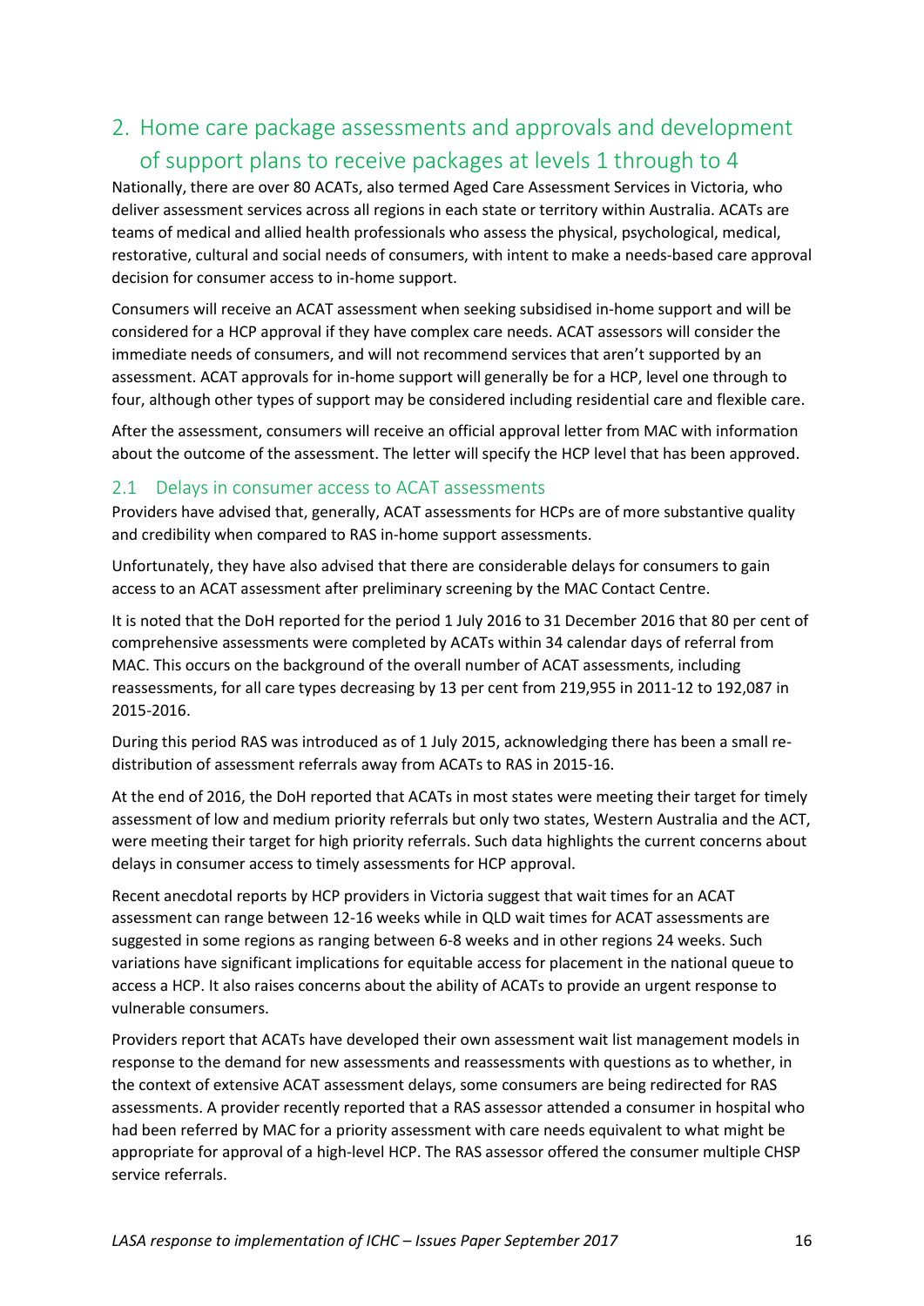## 2. Home care package assessments and approvals and development of support plans to receive packages at levels 1 through to 4

Nationally, there are over 80 ACATs, also termed Aged Care Assessment Services in Victoria, who deliver assessment services across all regions in each state or territory within Australia. ACATs are teams of medical and allied health professionals who assess the physical, psychological, medical, restorative, cultural and social needs of consumers, with intent to make a needs-based care approval decision for consumer access to in-home support.

Consumers will receive an ACAT assessment when seeking subsidised in-home support and will be considered for a HCP approval if they have complex care needs. ACAT assessors will consider the immediate needs of consumers, and will not recommend services that aren't supported by an assessment. ACAT approvals for in-home support will generally be for a HCP, level one through to four, although other types of support may be considered including residential care and flexible care.

After the assessment, consumers will receive an official approval letter from MAC with information about the outcome of the assessment. The letter will specify the HCP level that has been approved.

### 2.1 Delays in consumer access to ACAT assessments

Providers have advised that, generally, ACAT assessments for HCPs are of more substantive quality and credibility when compared to RAS in-home support assessments.

Unfortunately, they have also advised that there are considerable delays for consumers to gain access to an ACAT assessment after preliminary screening by the MAC Contact Centre.

It is noted that the DoH reported for the period 1 July 2016 to 31 December 2016 that 80 per cent of comprehensive assessments were completed by ACATs within 34 calendar days of referral from MAC. This occurs on the background of the overall number of ACAT assessments, including reassessments, for all care types decreasing by 13 per cent from 219,955 in 2011-12 to 192,087 in 2015-2016.

During this period RAS was introduced as of 1 July 2015, acknowledging there has been a small re-distribution of assessment referrals away from ACATs to RAS in 2015-16.

At the end of 2016, the DoH reported that ACATs in most states were meeting their target for timely assessment of low and medium priority referrals but only two states, Western Australia and the ACT, were meeting their target for high priority referrals. Such data highlights the current concerns about delays in consumer access to timely assessments for HCP approval.

Recent anecdotal reports by HCP providers in Victoria suggest that wait times for an ACAT assessment can range between 12-16 weeks while in QLD wait times for ACAT assessments are suggested in some regions as ranging between 6-8 weeks and in other regions 24 weeks. Such variations have significant implications for equitable access for placement in the national queue to access a HCP. It also raises concerns about the ability of ACATs to provide an urgent response to vulnerable consumers.

Providers report that ACATs have developed their own assessment wait list management models in response to the demand for new assessments and reassessments with questions as to whether, in the context of extensive ACAT assessment delays, some consumers are being redirected for RAS assessments. A provider recently reported that a RAS assessor attended a consumer in hospital who had been referred by MAC for a priority assessment with care needs equivalent to what might be appropriate for approval of a high-level HCP. The RAS assessor offered the consumer multiple CHSP service referrals.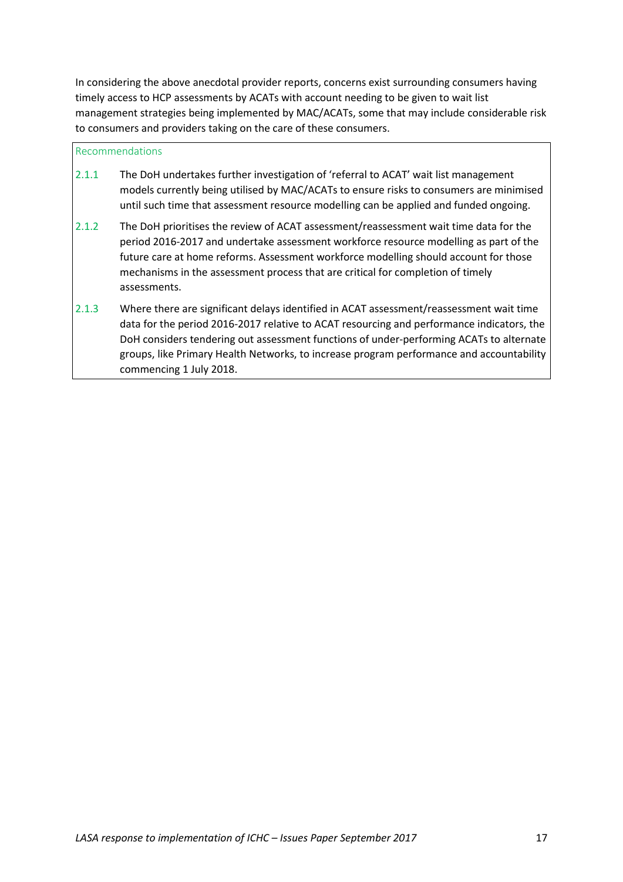In considering the above anecdotal provider reports, concerns exist surrounding consumers having timely access to HCP assessments by ACATs with account needing to be given to wait list management strategies being implemented by MAC/ACATs, some that may include considerable risk to consumers and providers taking on the care of these consumers.

**Recommendations**

2.1.1 The DoH undertakes further investigation of 'referral to ACAT' wait list management models currently being utilised by MAC/ACATs to ensure risks to consumers are minimised until such time that assessment resource modelling can be applied and funded ongoing.

2.1.2 The DoH prioritises the review of ACAT assessment/reassessment wait time data for the period 2016-2017 and undertake assessment workforce resource modelling as part of the future care at home reforms. Assessment workforce modelling should account for those mechanisms in the assessment process that are critical for completion of timely assessments.

2.1.3 Where there are significant delays identified in ACAT assessment/reassessment wait time data for the period 2016-2017 relative to ACAT resourcing and performance indicators, the DoH considers tendering out assessment functions of under-performing ACATs to alternate groups, like Primary Health Networks, to increase program performance and accountability commencing 1 July 2018.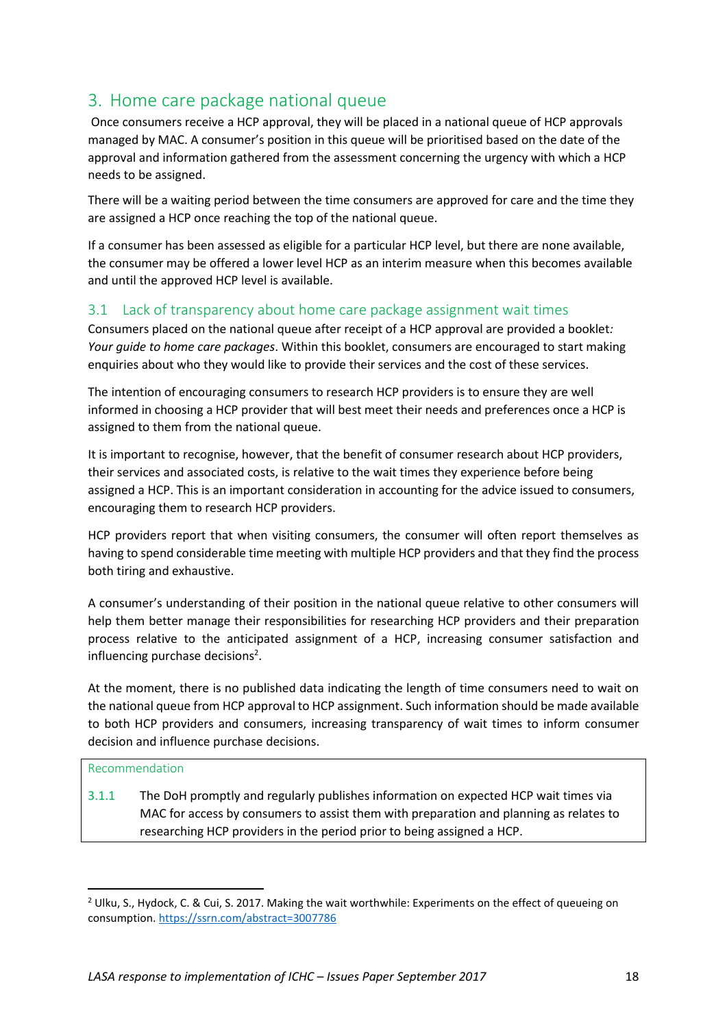## 3. Home care package national queue

Once consumers receive a HCP approval, they will be placed in a national queue of HCP approvals managed by MAC. A consumer's position in this queue will be prioritised based on the date of the approval and information gathered from the assessment concerning the urgency with which a HCP needs to be assigned.

There will be a waiting period between the time consumers are approved for care and the time they are assigned a HCP once reaching the top of the national queue.

If a consumer has been assessed as eligible for a particular HCP level, but there are none available, the consumer may be offered a lower level HCP as an interim measure when this becomes available and until the approved HCP level is available.

### 3.1 Lack of transparency about home care package assignment wait times

Consumers placed on the national queue after receipt of a HCP approval are provided a booklet*: Your guide to home care packages*. Within this booklet, consumers are encouraged to start making enquiries about who they would like to provide their services and the cost of these services.

The intention of encouraging consumers to research HCP providers is to ensure they are well informed in choosing a HCP provider that will best meet their needs and preferences once a HCP is assigned to them from the national queue.

It is important to recognise, however, that the benefit of consumer research about HCP providers, their services and associated costs, is relative to the wait times they experience before being assigned a HCP. This is an important consideration in accounting for the advice issued to consumers, encouraging them to research HCP providers.

HCP providers report that when visiting consumers, the consumer will often report themselves as having to spend considerable time meeting with multiple HCP providers and that they find the process both tiring and exhaustive.

A consumer's understanding of their position in the national queue relative to other consumers will help them better manage their responsibilities for researching HCP providers and their preparation process relative to the anticipated assignment of a HCP, increasing consumer satisfaction and influencing purchase decisions[2].

At the moment, there is no published data indicating the length of time consumers need to wait on the national queue from HCP approval to HCP assignment. Such information should be made available to both HCP providers and consumers, increasing transparency of wait times to inform consumer decision and influence purchase decisions.

| Recommendation | |
|---|---|
| 3.1.1 | The DoH promptly and regularly publishes information on expected HCP wait times via MAC for access by consumers to assist them with preparation and planning as relates to researching HCP providers in the period prior to being assigned a HCP. |

[2] Ulku, S., Hydock, C. & Cui, S. 2017. Making the wait worthwhile: Experiments on the effect of queueing on consumption. https://ssrn.com/abstract=3007786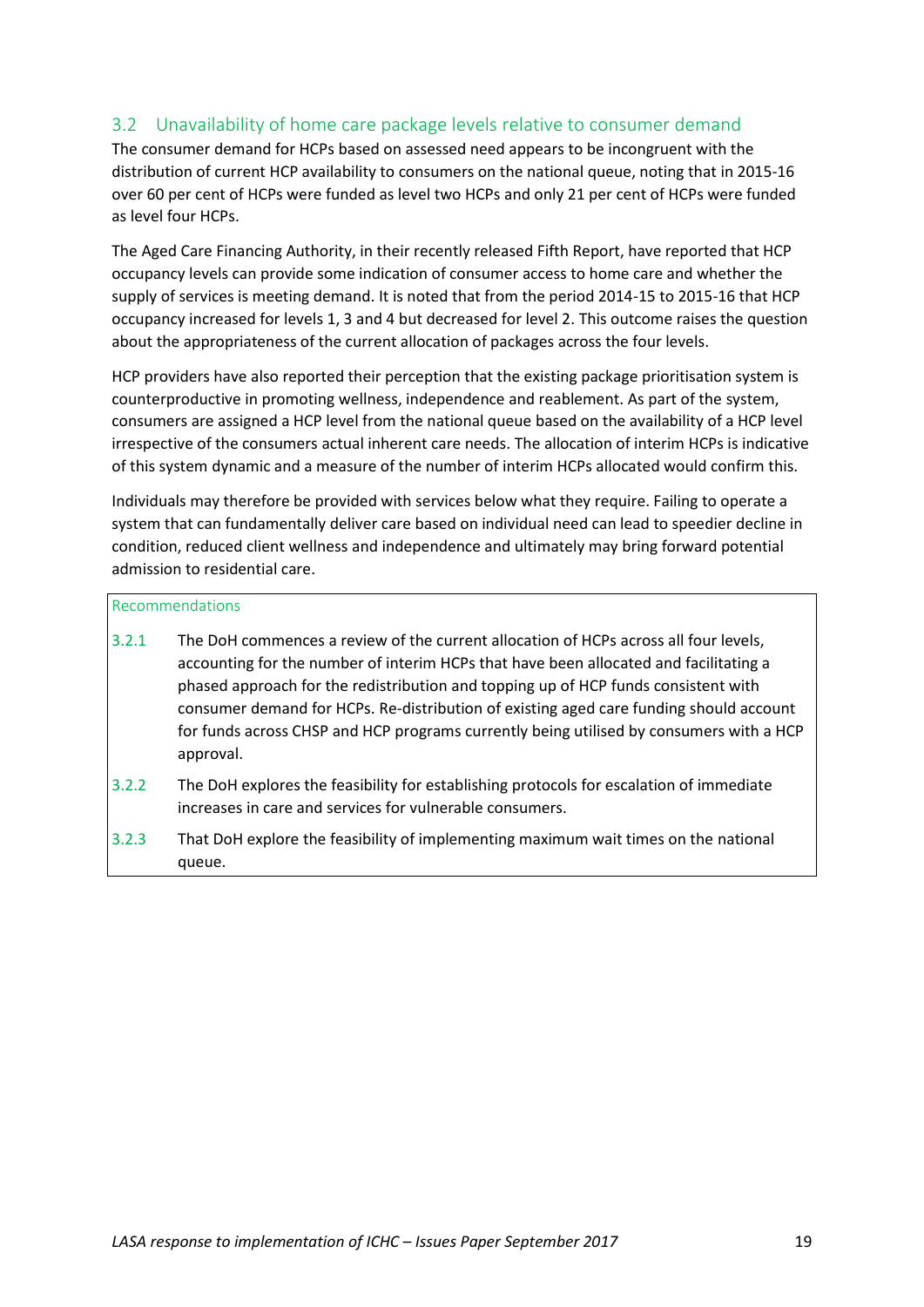## 3.2 Unavailability of home care package levels relative to consumer demand

The consumer demand for HCPs based on assessed need appears to be incongruent with the distribution of current HCP availability to consumers on the national queue, noting that in 2015-16 over 60 per cent of HCPs were funded as level two HCPs and only 21 per cent of HCPs were funded as level four HCPs.

The Aged Care Financing Authority, in their recently released Fifth Report, have reported that HCP occupancy levels can provide some indication of consumer access to home care and whether the supply of services is meeting demand. It is noted that from the period 2014-15 to 2015-16 that HCP occupancy increased for levels 1, 3 and 4 but decreased for level 2. This outcome raises the question about the appropriateness of the current allocation of packages across the four levels.

HCP providers have also reported their perception that the existing package prioritisation system is counterproductive in promoting wellness, independence and reablement. As part of the system, consumers are assigned a HCP level from the national queue based on the availability of a HCP level irrespective of the consumers actual inherent care needs. The allocation of interim HCPs is indicative of this system dynamic and a measure of the number of interim HCPs allocated would confirm this.

Individuals may therefore be provided with services below what they require. Failing to operate a system that can fundamentally deliver care based on individual need can lead to speedier decline in condition, reduced client wellness and independence and ultimately may bring forward potential admission to residential care.

**Recommendations**

- **3.2.1** The DoH commences a review of the current allocation of HCPs across all four levels, accounting for the number of interim HCPs that have been allocated and facilitating a phased approach for the redistribution and topping up of HCP funds consistent with consumer demand for HCPs. Re-distribution of existing aged care funding should account for funds across CHSP and HCP programs currently being utilised by consumers with a HCP approval.
- **3.2.2** The DoH explores the feasibility for establishing protocols for escalation of immediate increases in care and services for vulnerable consumers.
- **3.2.3** That DoH explore the feasibility of implementing maximum wait times on the national queue.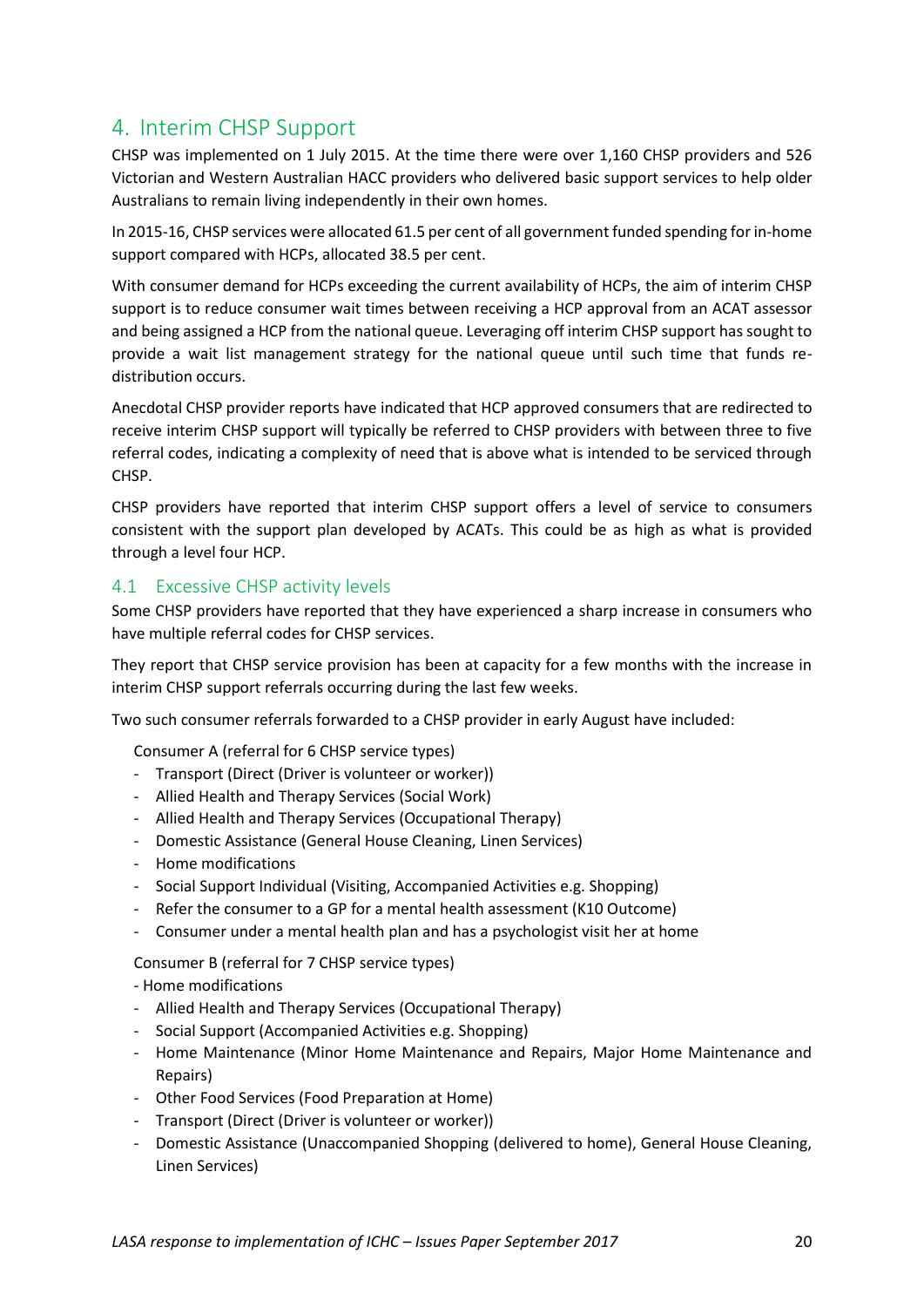## 4. Interim CHSP Support

CHSP was implemented on 1 July 2015. At the time there were over 1,160 CHSP providers and 526 Victorian and Western Australian HACC providers who delivered basic support services to help older Australians to remain living independently in their own homes.

In 2015-16, CHSP services were allocated 61.5 per cent of all government funded spending for in-home support compared with HCPs, allocated 38.5 per cent.

With consumer demand for HCPs exceeding the current availability of HCPs, the aim of interim CHSP support is to reduce consumer wait times between receiving a HCP approval from an ACAT assessor and being assigned a HCP from the national queue. Leveraging off interim CHSP support has sought to provide a wait list management strategy for the national queue until such time that funds re-distribution occurs.

Anecdotal CHSP provider reports have indicated that HCP approved consumers that are redirected to receive interim CHSP support will typically be referred to CHSP providers with between three to five referral codes, indicating a complexity of need that is above what is intended to be serviced through CHSP.

CHSP providers have reported that interim CHSP support offers a level of service to consumers consistent with the support plan developed by ACATs. This could be as high as what is provided through a level four HCP.

### 4.1 Excessive CHSP activity levels

Some CHSP providers have reported that they have experienced a sharp increase in consumers who have multiple referral codes for CHSP services.

They report that CHSP service provision has been at capacity for a few months with the increase in interim CHSP support referrals occurring during the last few weeks.

Two such consumer referrals forwarded to a CHSP provider in early August have included:

Consumer A (referral for 6 CHSP service types)

- Transport (Direct (Driver is volunteer or worker))
- Allied Health and Therapy Services (Social Work)
- Allied Health and Therapy Services (Occupational Therapy)
- Domestic Assistance (General House Cleaning, Linen Services)
- Home modifications
- Social Support Individual (Visiting, Accompanied Activities e.g. Shopping)
- Refer the consumer to a GP for a mental health assessment (K10 Outcome)
- Consumer under a mental health plan and has a psychologist visit her at home

Consumer B (referral for 7 CHSP service types)

- Home modifications
- Allied Health and Therapy Services (Occupational Therapy)
- Social Support (Accompanied Activities e.g. Shopping)
- Home Maintenance (Minor Home Maintenance and Repairs, Major Home Maintenance and Repairs)
- Other Food Services (Food Preparation at Home)
- Transport (Direct (Driver is volunteer or worker))
- Domestic Assistance (Unaccompanied Shopping (delivered to home), General House Cleaning, Linen Services)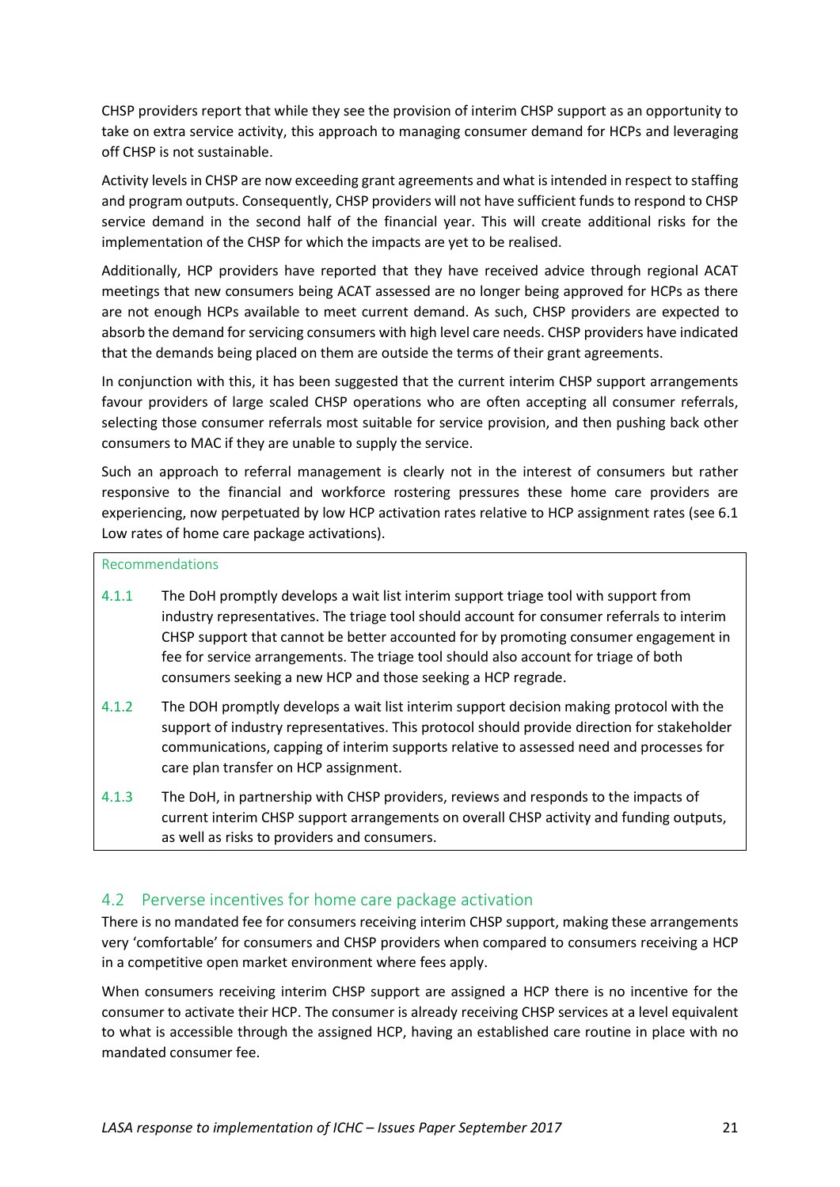CHSP providers report that while they see the provision of interim CHSP support as an opportunity to take on extra service activity, this approach to managing consumer demand for HCPs and leveraging off CHSP is not sustainable.

Activity levels in CHSP are now exceeding grant agreements and what is intended in respect to staffing and program outputs. Consequently, CHSP providers will not have sufficient funds to respond to CHSP service demand in the second half of the financial year. This will create additional risks for the implementation of the CHSP for which the impacts are yet to be realised.

Additionally, HCP providers have reported that they have received advice through regional ACAT meetings that new consumers being ACAT assessed are no longer being approved for HCPs as there are not enough HCPs available to meet current demand. As such, CHSP providers are expected to absorb the demand for servicing consumers with high level care needs. CHSP providers have indicated that the demands being placed on them are outside the terms of their grant agreements.

In conjunction with this, it has been suggested that the current interim CHSP support arrangements favour providers of large scaled CHSP operations who are often accepting all consumer referrals, selecting those consumer referrals most suitable for service provision, and then pushing back other consumers to MAC if they are unable to supply the service.

Such an approach to referral management is clearly not in the interest of consumers but rather responsive to the financial and workforce rostering pressures these home care providers are experiencing, now perpetuated by low HCP activation rates relative to HCP assignment rates (see 6.1 Low rates of home care package activations).

> Recommendations
>
> 4.1.1 The DoH promptly develops a wait list interim support triage tool with support from industry representatives. The triage tool should account for consumer referrals to interim CHSP support that cannot be better accounted for by promoting consumer engagement in fee for service arrangements. The triage tool should also account for triage of both consumers seeking a new HCP and those seeking a HCP regrade.
>
> 4.1.2 The DOH promptly develops a wait list interim support decision making protocol with the support of industry representatives. This protocol should provide direction for stakeholder communications, capping of interim supports relative to assessed need and processes for care plan transfer on HCP assignment.
>
> 4.1.3 The DoH, in partnership with CHSP providers, reviews and responds to the impacts of current interim CHSP support arrangements on overall CHSP activity and funding outputs, as well as risks to providers and consumers.

## 4.2 Perverse incentives for home care package activation

There is no mandated fee for consumers receiving interim CHSP support, making these arrangements very 'comfortable' for consumers and CHSP providers when compared to consumers receiving a HCP in a competitive open market environment where fees apply.

When consumers receiving interim CHSP support are assigned a HCP there is no incentive for the consumer to activate their HCP. The consumer is already receiving CHSP services at a level equivalent to what is accessible through the assigned HCP, having an established care routine in place with no mandated consumer fee.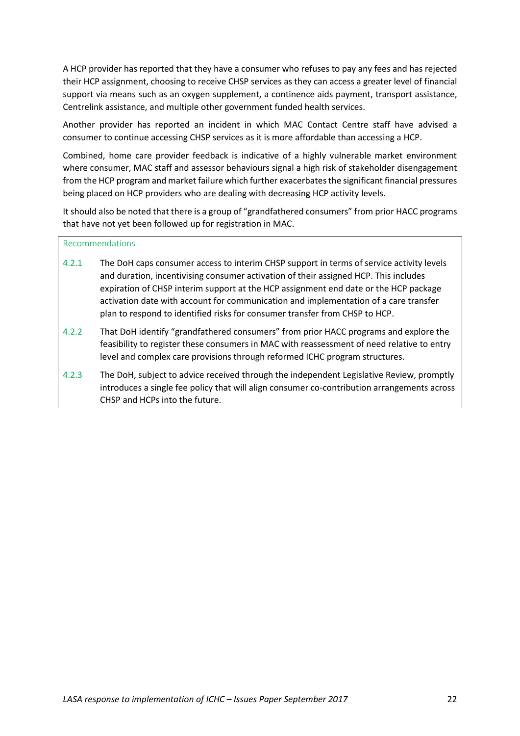A HCP provider has reported that they have a consumer who refuses to pay any fees and has rejected their HCP assignment, choosing to receive CHSP services as they can access a greater level of financial support via means such as an oxygen supplement, a continence aids payment, transport assistance, Centrelink assistance, and multiple other government funded health services.

Another provider has reported an incident in which MAC Contact Centre staff have advised a consumer to continue accessing CHSP services as it is more affordable than accessing a HCP.

Combined, home care provider feedback is indicative of a highly vulnerable market environment where consumer, MAC staff and assessor behaviours signal a high risk of stakeholder disengagement from the HCP program and market failure which further exacerbates the significant financial pressures being placed on HCP providers who are dealing with decreasing HCP activity levels.

It should also be noted that there is a group of "grandfathered consumers" from prior HACC programs that have not yet been followed up for registration in MAC.

Recommendations

4.2.1 The DoH caps consumer access to interim CHSP support in terms of service activity levels and duration, incentivising consumer activation of their assigned HCP. This includes expiration of CHSP interim support at the HCP assignment end date or the HCP package activation date with account for communication and implementation of a care transfer plan to respond to identified risks for consumer transfer from CHSP to HCP.

4.2.2 That DoH identify "grandfathered consumers" from prior HACC programs and explore the feasibility to register these consumers in MAC with reassessment of need relative to entry level and complex care provisions through reformed ICHC program structures.

4.2.3 The DoH, subject to advice received through the independent Legislative Review, promptly introduces a single fee policy that will align consumer co-contribution arrangements across CHSP and HCPs into the future.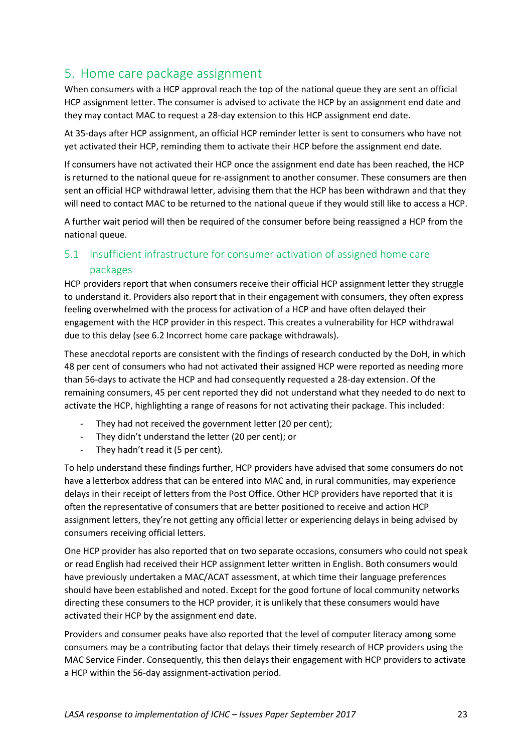## 5. Home care package assignment

When consumers with a HCP approval reach the top of the national queue they are sent an official HCP assignment letter. The consumer is advised to activate the HCP by an assignment end date and they may contact MAC to request a 28-day extension to this HCP assignment end date.

At 35-days after HCP assignment, an official HCP reminder letter is sent to consumers who have not yet activated their HCP, reminding them to activate their HCP before the assignment end date.

If consumers have not activated their HCP once the assignment end date has been reached, the HCP is returned to the national queue for re-assignment to another consumer. These consumers are then sent an official HCP withdrawal letter, advising them that the HCP has been withdrawn and that they will need to contact MAC to be returned to the national queue if they would still like to access a HCP.

A further wait period will then be required of the consumer before being reassigned a HCP from the national queue.

### 5.1 Insufficient infrastructure for consumer activation of assigned home care packages

HCP providers report that when consumers receive their official HCP assignment letter they struggle to understand it. Providers also report that in their engagement with consumers, they often express feeling overwhelmed with the process for activation of a HCP and have often delayed their engagement with the HCP provider in this respect. This creates a vulnerability for HCP withdrawal due to this delay (see 6.2 Incorrect home care package withdrawals).

These anecdotal reports are consistent with the findings of research conducted by the DoH, in which 48 per cent of consumers who had not activated their assigned HCP were reported as needing more than 56-days to activate the HCP and had consequently requested a 28-day extension. Of the remaining consumers, 45 per cent reported they did not understand what they needed to do next to activate the HCP, highlighting a range of reasons for not activating their package. This included:

- They had not received the government letter (20 per cent);
- They didn't understand the letter (20 per cent); or
- They hadn't read it (5 per cent).

To help understand these findings further, HCP providers have advised that some consumers do not have a letterbox address that can be entered into MAC and, in rural communities, may experience delays in their receipt of letters from the Post Office. Other HCP providers have reported that it is often the representative of consumers that are better positioned to receive and action HCP assignment letters, they're not getting any official letter or experiencing delays in being advised by consumers receiving official letters.

One HCP provider has also reported that on two separate occasions, consumers who could not speak or read English had received their HCP assignment letter written in English. Both consumers would have previously undertaken a MAC/ACAT assessment, at which time their language preferences should have been established and noted. Except for the good fortune of local community networks directing these consumers to the HCP provider, it is unlikely that these consumers would have activated their HCP by the assignment end date.

Providers and consumer peaks have also reported that the level of computer literacy among some consumers may be a contributing factor that delays their timely research of HCP providers using the MAC Service Finder. Consequently, this then delays their engagement with HCP providers to activate a HCP within the 56-day assignment-activation period.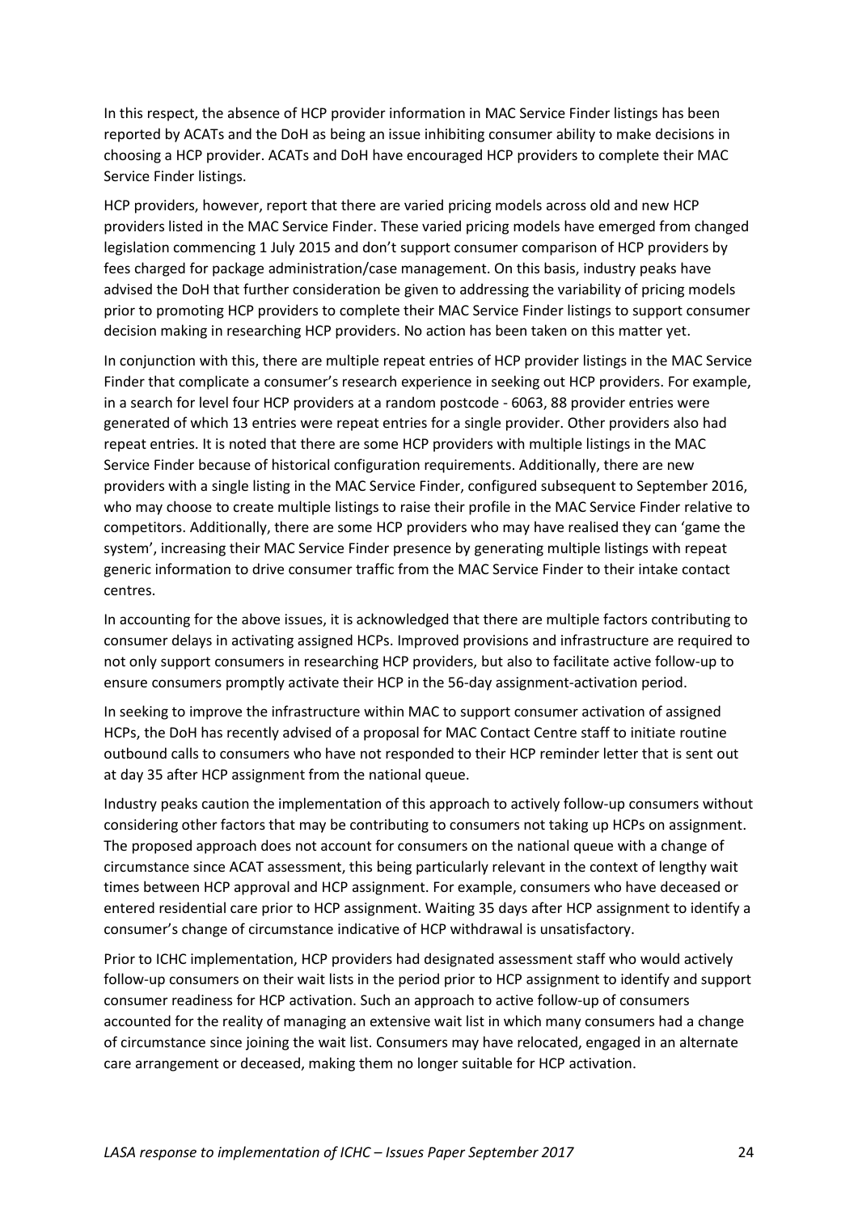In this respect, the absence of HCP provider information in MAC Service Finder listings has been reported by ACATs and the DoH as being an issue inhibiting consumer ability to make decisions in choosing a HCP provider. ACATs and DoH have encouraged HCP providers to complete their MAC Service Finder listings.

HCP providers, however, report that there are varied pricing models across old and new HCP providers listed in the MAC Service Finder. These varied pricing models have emerged from changed legislation commencing 1 July 2015 and don't support consumer comparison of HCP providers by fees charged for package administration/case management. On this basis, industry peaks have advised the DoH that further consideration be given to addressing the variability of pricing models prior to promoting HCP providers to complete their MAC Service Finder listings to support consumer decision making in researching HCP providers. No action has been taken on this matter yet.

In conjunction with this, there are multiple repeat entries of HCP provider listings in the MAC Service Finder that complicate a consumer's research experience in seeking out HCP providers. For example, in a search for level four HCP providers at a random postcode - 6063, 88 provider entries were generated of which 13 entries were repeat entries for a single provider. Other providers also had repeat entries. It is noted that there are some HCP providers with multiple listings in the MAC Service Finder because of historical configuration requirements. Additionally, there are new providers with a single listing in the MAC Service Finder, configured subsequent to September 2016, who may choose to create multiple listings to raise their profile in the MAC Service Finder relative to competitors. Additionally, there are some HCP providers who may have realised they can 'game the system', increasing their MAC Service Finder presence by generating multiple listings with repeat generic information to drive consumer traffic from the MAC Service Finder to their intake contact centres.

In accounting for the above issues, it is acknowledged that there are multiple factors contributing to consumer delays in activating assigned HCPs. Improved provisions and infrastructure are required to not only support consumers in researching HCP providers, but also to facilitate active follow-up to ensure consumers promptly activate their HCP in the 56-day assignment-activation period.

In seeking to improve the infrastructure within MAC to support consumer activation of assigned HCPs, the DoH has recently advised of a proposal for MAC Contact Centre staff to initiate routine outbound calls to consumers who have not responded to their HCP reminder letter that is sent out at day 35 after HCP assignment from the national queue.

Industry peaks caution the implementation of this approach to actively follow-up consumers without considering other factors that may be contributing to consumers not taking up HCPs on assignment. The proposed approach does not account for consumers on the national queue with a change of circumstance since ACAT assessment, this being particularly relevant in the context of lengthy wait times between HCP approval and HCP assignment. For example, consumers who have deceased or entered residential care prior to HCP assignment. Waiting 35 days after HCP assignment to identify a consumer's change of circumstance indicative of HCP withdrawal is unsatisfactory.

Prior to ICHC implementation, HCP providers had designated assessment staff who would actively follow-up consumers on their wait lists in the period prior to HCP assignment to identify and support consumer readiness for HCP activation. Such an approach to active follow-up of consumers accounted for the reality of managing an extensive wait list in which many consumers had a change of circumstance since joining the wait list. Consumers may have relocated, engaged in an alternate care arrangement or deceased, making them no longer suitable for HCP activation.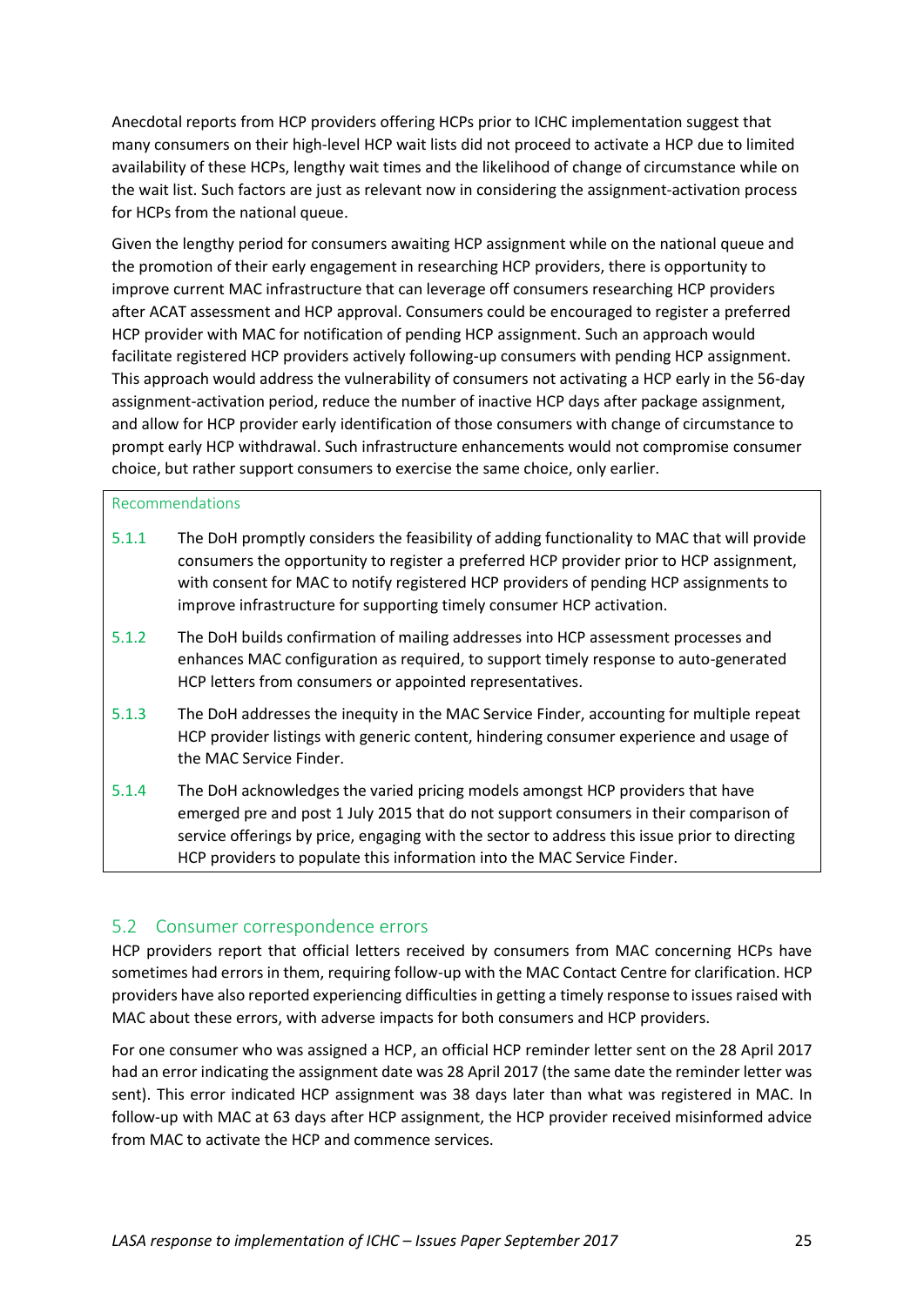Anecdotal reports from HCP providers offering HCPs prior to ICHC implementation suggest that many consumers on their high-level HCP wait lists did not proceed to activate a HCP due to limited availability of these HCPs, lengthy wait times and the likelihood of change of circumstance while on the wait list. Such factors are just as relevant now in considering the assignment-activation process for HCPs from the national queue.

Given the lengthy period for consumers awaiting HCP assignment while on the national queue and the promotion of their early engagement in researching HCP providers, there is opportunity to improve current MAC infrastructure that can leverage off consumers researching HCP providers after ACAT assessment and HCP approval. Consumers could be encouraged to register a preferred HCP provider with MAC for notification of pending HCP assignment. Such an approach would facilitate registered HCP providers actively following-up consumers with pending HCP assignment. This approach would address the vulnerability of consumers not activating a HCP early in the 56-day assignment-activation period, reduce the number of inactive HCP days after package assignment, and allow for HCP provider early identification of those consumers with change of circumstance to prompt early HCP withdrawal. Such infrastructure enhancements would not compromise consumer choice, but rather support consumers to exercise the same choice, only earlier.

Recommendations

5.1.1 The DoH promptly considers the feasibility of adding functionality to MAC that will provide consumers the opportunity to register a preferred HCP provider prior to HCP assignment, with consent for MAC to notify registered HCP providers of pending HCP assignments to improve infrastructure for supporting timely consumer HCP activation.

5.1.2 The DoH builds confirmation of mailing addresses into HCP assessment processes and enhances MAC configuration as required, to support timely response to auto-generated HCP letters from consumers or appointed representatives.

5.1.3 The DoH addresses the inequity in the MAC Service Finder, accounting for multiple repeat HCP provider listings with generic content, hindering consumer experience and usage of the MAC Service Finder.

5.1.4 The DoH acknowledges the varied pricing models amongst HCP providers that have emerged pre and post 1 July 2015 that do not support consumers in their comparison of service offerings by price, engaging with the sector to address this issue prior to directing HCP providers to populate this information into the MAC Service Finder.

## 5.2 Consumer correspondence errors

HCP providers report that official letters received by consumers from MAC concerning HCPs have sometimes had errors in them, requiring follow-up with the MAC Contact Centre for clarification. HCP providers have also reported experiencing difficulties in getting a timely response to issues raised with MAC about these errors, with adverse impacts for both consumers and HCP providers.

For one consumer who was assigned a HCP, an official HCP reminder letter sent on the 28 April 2017 had an error indicating the assignment date was 28 April 2017 (the same date the reminder letter was sent). This error indicated HCP assignment was 38 days later than what was registered in MAC. In follow-up with MAC at 63 days after HCP assignment, the HCP provider received misinformed advice from MAC to activate the HCP and commence services.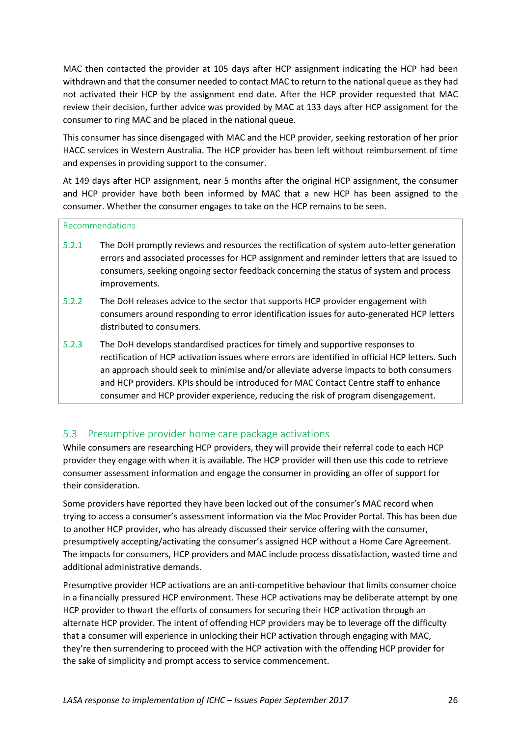MAC then contacted the provider at 105 days after HCP assignment indicating the HCP had been withdrawn and that the consumer needed to contact MAC to return to the national queue as they had not activated their HCP by the assignment end date. After the HCP provider requested that MAC review their decision, further advice was provided by MAC at 133 days after HCP assignment for the consumer to ring MAC and be placed in the national queue.

This consumer has since disengaged with MAC and the HCP provider, seeking restoration of her prior HACC services in Western Australia. The HCP provider has been left without reimbursement of time and expenses in providing support to the consumer.

At 149 days after HCP assignment, near 5 months after the original HCP assignment, the consumer and HCP provider have both been informed by MAC that a new HCP has been assigned to the consumer. Whether the consumer engages to take on the HCP remains to be seen.

Recommendations

- 5.2.1 The DoH promptly reviews and resources the rectification of system auto-letter generation errors and associated processes for HCP assignment and reminder letters that are issued to consumers, seeking ongoing sector feedback concerning the status of system and process improvements.
- 5.2.2 The DoH releases advice to the sector that supports HCP provider engagement with consumers around responding to error identification issues for auto-generated HCP letters distributed to consumers.
- 5.2.3 The DoH develops standardised practices for timely and supportive responses to rectification of HCP activation issues where errors are identified in official HCP letters. Such an approach should seek to minimise and/or alleviate adverse impacts to both consumers and HCP providers. KPIs should be introduced for MAC Contact Centre staff to enhance consumer and HCP provider experience, reducing the risk of program disengagement.

## 5.3 Presumptive provider home care package activations

While consumers are researching HCP providers, they will provide their referral code to each HCP provider they engage with when it is available. The HCP provider will then use this code to retrieve consumer assessment information and engage the consumer in providing an offer of support for their consideration.

Some providers have reported they have been locked out of the consumer's MAC record when trying to access a consumer's assessment information via the Mac Provider Portal. This has been due to another HCP provider, who has already discussed their service offering with the consumer, presumptively accepting/activating the consumer's assigned HCP without a Home Care Agreement. The impacts for consumers, HCP providers and MAC include process dissatisfaction, wasted time and additional administrative demands.

Presumptive provider HCP activations are an anti-competitive behaviour that limits consumer choice in a financially pressured HCP environment. These HCP activations may be deliberate attempt by one HCP provider to thwart the efforts of consumers for securing their HCP activation through an alternate HCP provider. The intent of offending HCP providers may be to leverage off the difficulty that a consumer will experience in unlocking their HCP activation through engaging with MAC, they're then surrendering to proceed with the HCP activation with the offending HCP provider for the sake of simplicity and prompt access to service commencement.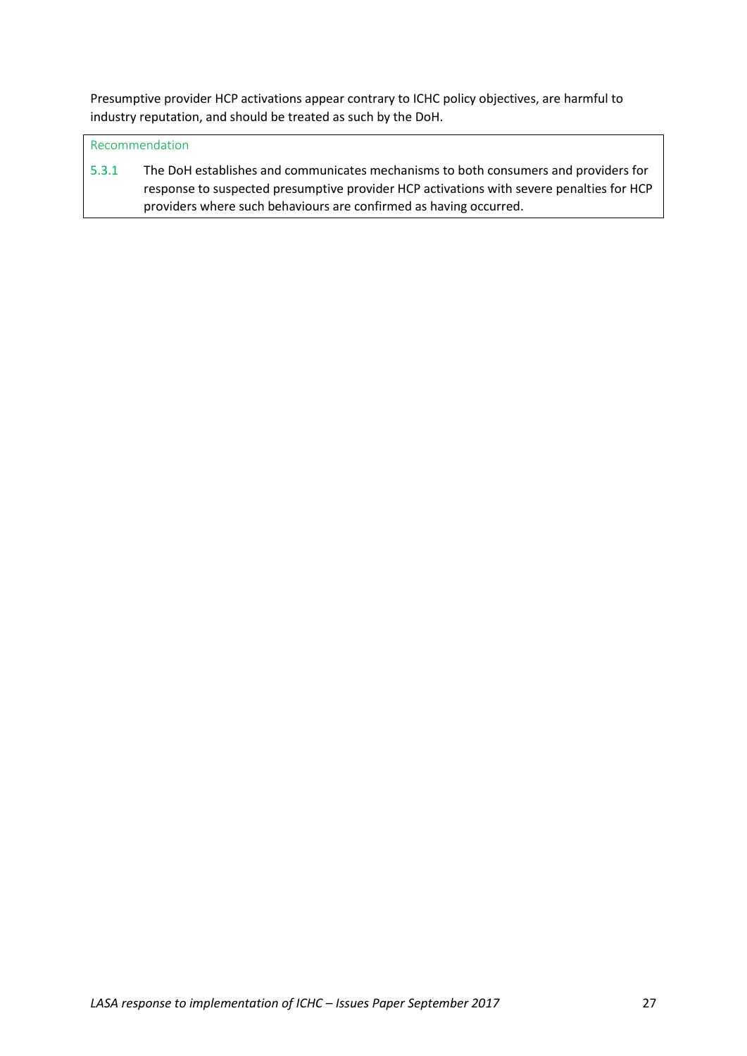Presumptive provider HCP activations appear contrary to ICHC policy objectives, are harmful to industry reputation, and should be treated as such by the DoH.

**Recommendation**

5.3.1 The DoH establishes and communicates mechanisms to both consumers and providers for response to suspected presumptive provider HCP activations with severe penalties for HCP providers where such behaviours are confirmed as having occurred.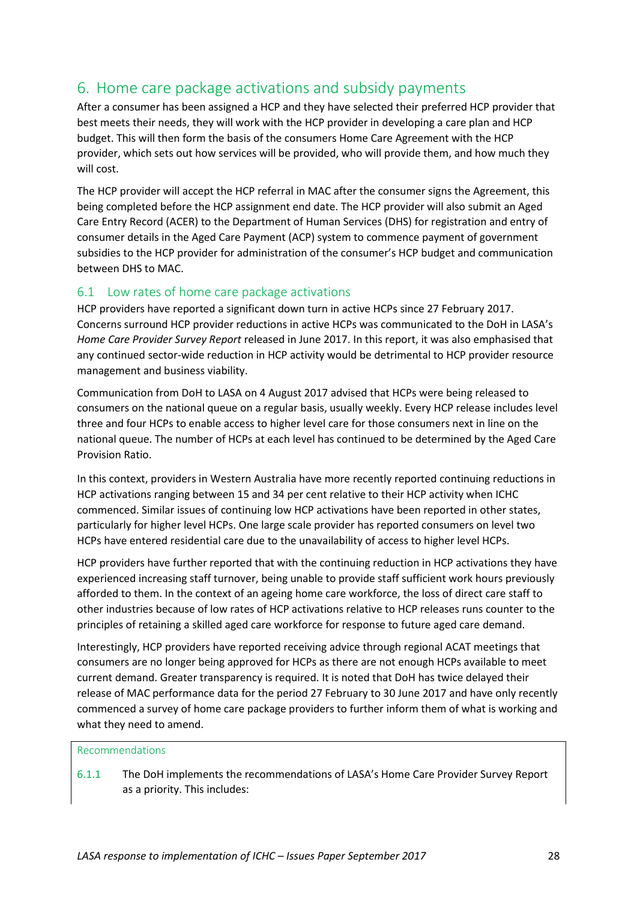# 6. Home care package activations and subsidy payments

After a consumer has been assigned a HCP and they have selected their preferred HCP provider that best meets their needs, they will work with the HCP provider in developing a care plan and HCP budget. This will then form the basis of the consumers Home Care Agreement with the HCP provider, which sets out how services will be provided, who will provide them, and how much they will cost.

The HCP provider will accept the HCP referral in MAC after the consumer signs the Agreement, this being completed before the HCP assignment end date. The HCP provider will also submit an Aged Care Entry Record (ACER) to the Department of Human Services (DHS) for registration and entry of consumer details in the Aged Care Payment (ACP) system to commence payment of government subsidies to the HCP provider for administration of the consumer's HCP budget and communication between DHS to MAC.

## 6.1 Low rates of home care package activations

HCP providers have reported a significant down turn in active HCPs since 27 February 2017. Concerns surround HCP provider reductions in active HCPs was communicated to the DoH in LASA's *Home Care Provider Survey Report* released in June 2017. In this report, it was also emphasised that any continued sector-wide reduction in HCP activity would be detrimental to HCP provider resource management and business viability.

Communication from DoH to LASA on 4 August 2017 advised that HCPs were being released to consumers on the national queue on a regular basis, usually weekly. Every HCP release includes level three and four HCPs to enable access to higher level care for those consumers next in line on the national queue. The number of HCPs at each level has continued to be determined by the Aged Care Provision Ratio.

In this context, providers in Western Australia have more recently reported continuing reductions in HCP activations ranging between 15 and 34 per cent relative to their HCP activity when ICHC commenced. Similar issues of continuing low HCP activations have been reported in other states, particularly for higher level HCPs. One large scale provider has reported consumers on level two HCPs have entered residential care due to the unavailability of access to higher level HCPs.

HCP providers have further reported that with the continuing reduction in HCP activations they have experienced increasing staff turnover, being unable to provide staff sufficient work hours previously afforded to them. In the context of an ageing home care workforce, the loss of direct care staff to other industries because of low rates of HCP activations relative to HCP releases runs counter to the principles of retaining a skilled aged care workforce for response to future aged care demand.

Interestingly, HCP providers have reported receiving advice through regional ACAT meetings that consumers are no longer being approved for HCPs as there are not enough HCPs available to meet current demand. Greater transparency is required. It is noted that DoH has twice delayed their release of MAC performance data for the period 27 February to 30 June 2017 and have only recently commenced a survey of home care package providers to further inform them of what is working and what they need to amend.

Recommendations

6.1.1 The DoH implements the recommendations of LASA's Home Care Provider Survey Report as a priority. This includes: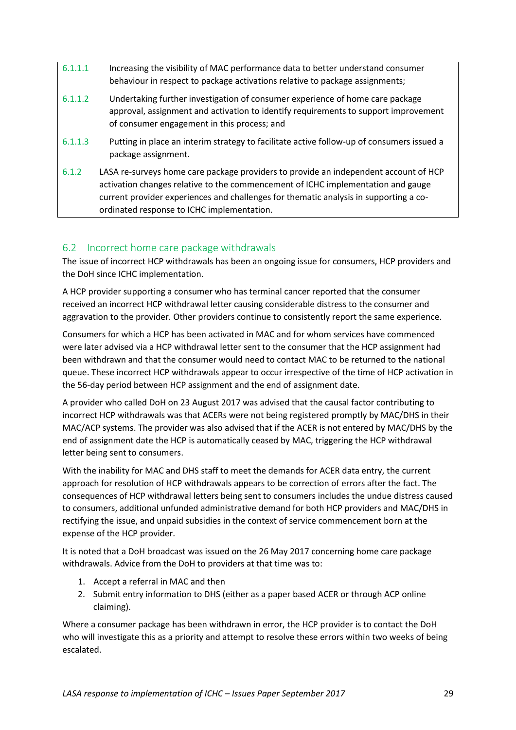6.1.1.1 Increasing the visibility of MAC performance data to better understand consumer behaviour in respect to package activations relative to package assignments;

6.1.1.2 Undertaking further investigation of consumer experience of home care package approval, assignment and activation to identify requirements to support improvement of consumer engagement in this process; and

6.1.1.3 Putting in place an interim strategy to facilitate active follow-up of consumers issued a package assignment.

6.1.2 LASA re-surveys home care package providers to provide an independent account of HCP activation changes relative to the commencement of ICHC implementation and gauge current provider experiences and challenges for thematic analysis in supporting a co-ordinated response to ICHC implementation.

## 6.2 Incorrect home care package withdrawals

The issue of incorrect HCP withdrawals has been an ongoing issue for consumers, HCP providers and the DoH since ICHC implementation.

A HCP provider supporting a consumer who has terminal cancer reported that the consumer received an incorrect HCP withdrawal letter causing considerable distress to the consumer and aggravation to the provider. Other providers continue to consistently report the same experience.

Consumers for which a HCP has been activated in MAC and for whom services have commenced were later advised via a HCP withdrawal letter sent to the consumer that the HCP assignment had been withdrawn and that the consumer would need to contact MAC to be returned to the national queue. These incorrect HCP withdrawals appear to occur irrespective of the time of HCP activation in the 56-day period between HCP assignment and the end of assignment date.

A provider who called DoH on 23 August 2017 was advised that the causal factor contributing to incorrect HCP withdrawals was that ACERs were not being registered promptly by MAC/DHS in their MAC/ACP systems. The provider was also advised that if the ACER is not entered by MAC/DHS by the end of assignment date the HCP is automatically ceased by MAC, triggering the HCP withdrawal letter being sent to consumers.

With the inability for MAC and DHS staff to meet the demands for ACER data entry, the current approach for resolution of HCP withdrawals appears to be correction of errors after the fact. The consequences of HCP withdrawal letters being sent to consumers includes the undue distress caused to consumers, additional unfunded administrative demand for both HCP providers and MAC/DHS in rectifying the issue, and unpaid subsidies in the context of service commencement born at the expense of the HCP provider.

It is noted that a DoH broadcast was issued on the 26 May 2017 concerning home care package withdrawals. Advice from the DoH to providers at that time was to:

1. Accept a referral in MAC and then
2. Submit entry information to DHS (either as a paper based ACER or through ACP online claiming).

Where a consumer package has been withdrawn in error, the HCP provider is to contact the DoH who will investigate this as a priority and attempt to resolve these errors within two weeks of being escalated.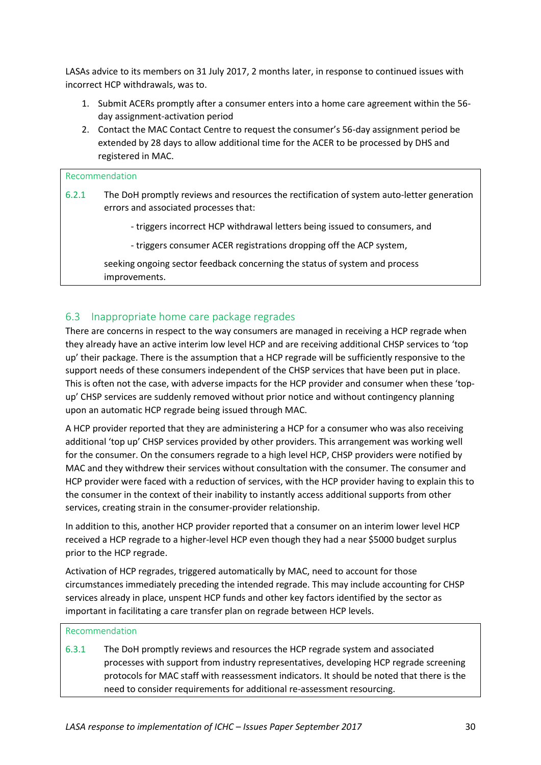LASAs advice to its members on 31 July 2017, 2 months later, in response to continued issues with incorrect HCP withdrawals, was to.

1. Submit ACERs promptly after a consumer enters into a home care agreement within the 56-day assignment-activation period
2. Contact the MAC Contact Centre to request the consumer's 56-day assignment period be extended by 28 days to allow additional time for the ACER to be processed by DHS and registered in MAC.

> Recommendation
>
> 6.2.1 The DoH promptly reviews and resources the rectification of system auto-letter generation errors and associated processes that:
>
> - triggers incorrect HCP withdrawal letters being issued to consumers, and
> - triggers consumer ACER registrations dropping off the ACP system,
>
> seeking ongoing sector feedback concerning the status of system and process improvements.

## 6.3 Inappropriate home care package regrades

There are concerns in respect to the way consumers are managed in receiving a HCP regrade when they already have an active interim low level HCP and are receiving additional CHSP services to 'top up' their package. There is the assumption that a HCP regrade will be sufficiently responsive to the support needs of these consumers independent of the CHSP services that have been put in place. This is often not the case, with adverse impacts for the HCP provider and consumer when these 'top-up' CHSP services are suddenly removed without prior notice and without contingency planning upon an automatic HCP regrade being issued through MAC.

A HCP provider reported that they are administering a HCP for a consumer who was also receiving additional 'top up' CHSP services provided by other providers. This arrangement was working well for the consumer. On the consumers regrade to a high level HCP, CHSP providers were notified by MAC and they withdrew their services without consultation with the consumer. The consumer and HCP provider were faced with a reduction of services, with the HCP provider having to explain this to the consumer in the context of their inability to instantly access additional supports from other services, creating strain in the consumer-provider relationship.

In addition to this, another HCP provider reported that a consumer on an interim lower level HCP received a HCP regrade to a higher-level HCP even though they had a near $5000 budget surplus prior to the HCP regrade.

Activation of HCP regrades, triggered automatically by MAC, need to account for those circumstances immediately preceding the intended regrade. This may include accounting for CHSP services already in place, unspent HCP funds and other key factors identified by the sector as important in facilitating a care transfer plan on regrade between HCP levels.

> Recommendation
>
> 6.3.1 The DoH promptly reviews and resources the HCP regrade system and associated processes with support from industry representatives, developing HCP regrade screening protocols for MAC staff with reassessment indicators. It should be noted that there is the need to consider requirements for additional re-assessment resourcing.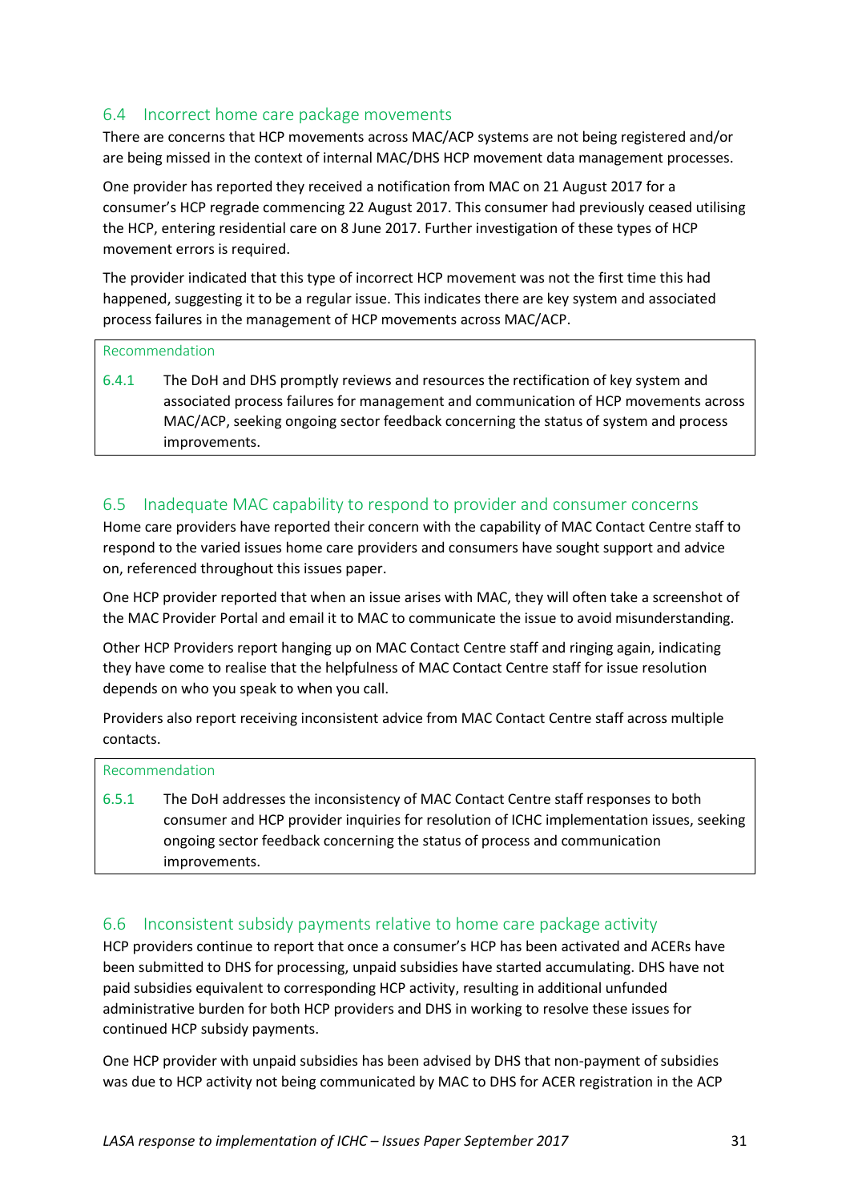## 6.4 Incorrect home care package movements

There are concerns that HCP movements across MAC/ACP systems are not being registered and/or are being missed in the context of internal MAC/DHS HCP movement data management processes.

One provider has reported they received a notification from MAC on 21 August 2017 for a consumer's HCP regrade commencing 22 August 2017. This consumer had previously ceased utilising the HCP, entering residential care on 8 June 2017. Further investigation of these types of HCP movement errors is required.

The provider indicated that this type of incorrect HCP movement was not the first time this had happened, suggesting it to be a regular issue. This indicates there are key system and associated process failures in the management of HCP movements across MAC/ACP.

> Recommendation
>
> 6.4.1 The DoH and DHS promptly reviews and resources the rectification of key system and associated process failures for management and communication of HCP movements across MAC/ACP, seeking ongoing sector feedback concerning the status of system and process improvements.

## 6.5 Inadequate MAC capability to respond to provider and consumer concerns

Home care providers have reported their concern with the capability of MAC Contact Centre staff to respond to the varied issues home care providers and consumers have sought support and advice on, referenced throughout this issues paper.

One HCP provider reported that when an issue arises with MAC, they will often take a screenshot of the MAC Provider Portal and email it to MAC to communicate the issue to avoid misunderstanding.

Other HCP Providers report hanging up on MAC Contact Centre staff and ringing again, indicating they have come to realise that the helpfulness of MAC Contact Centre staff for issue resolution depends on who you speak to when you call.

Providers also report receiving inconsistent advice from MAC Contact Centre staff across multiple contacts.

> Recommendation
>
> 6.5.1 The DoH addresses the inconsistency of MAC Contact Centre staff responses to both consumer and HCP provider inquiries for resolution of ICHC implementation issues, seeking ongoing sector feedback concerning the status of process and communication improvements.

## 6.6 Inconsistent subsidy payments relative to home care package activity

HCP providers continue to report that once a consumer's HCP has been activated and ACERs have been submitted to DHS for processing, unpaid subsidies have started accumulating. DHS have not paid subsidies equivalent to corresponding HCP activity, resulting in additional unfunded administrative burden for both HCP providers and DHS in working to resolve these issues for continued HCP subsidy payments.

One HCP provider with unpaid subsidies has been advised by DHS that non-payment of subsidies was due to HCP activity not being communicated by MAC to DHS for ACER registration in the ACP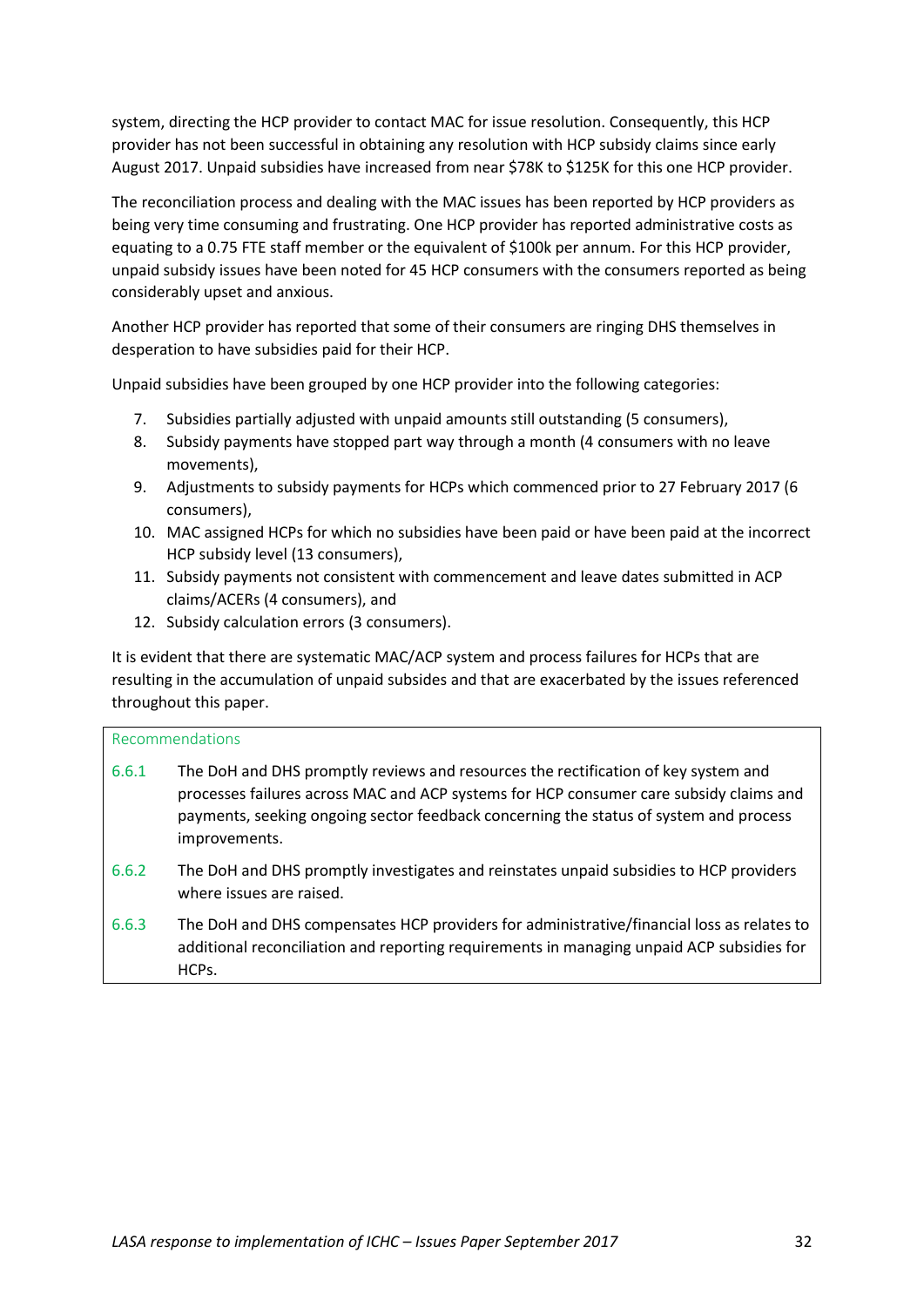system, directing the HCP provider to contact MAC for issue resolution. Consequently, this HCP provider has not been successful in obtaining any resolution with HCP subsidy claims since early August 2017. Unpaid subsidies have increased from near $78K to $125K for this one HCP provider.

The reconciliation process and dealing with the MAC issues has been reported by HCP providers as being very time consuming and frustrating. One HCP provider has reported administrative costs as equating to a 0.75 FTE staff member or the equivalent of $100k per annum. For this HCP provider, unpaid subsidy issues have been noted for 45 HCP consumers with the consumers reported as being considerably upset and anxious.

Another HCP provider has reported that some of their consumers are ringing DHS themselves in desperation to have subsidies paid for their HCP.

Unpaid subsidies have been grouped by one HCP provider into the following categories:

7. Subsidies partially adjusted with unpaid amounts still outstanding (5 consumers),
8. Subsidy payments have stopped part way through a month (4 consumers with no leave movements),
9. Adjustments to subsidy payments for HCPs which commenced prior to 27 February 2017 (6 consumers),
10. MAC assigned HCPs for which no subsidies have been paid or have been paid at the incorrect HCP subsidy level (13 consumers),
11. Subsidy payments not consistent with commencement and leave dates submitted in ACP claims/ACERs (4 consumers), and
12. Subsidy calculation errors (3 consumers).

It is evident that there are systematic MAC/ACP system and process failures for HCPs that are resulting in the accumulation of unpaid subsides and that are exacerbated by the issues referenced throughout this paper.

Recommendations

6.6.1 The DoH and DHS promptly reviews and resources the rectification of key system and processes failures across MAC and ACP systems for HCP consumer care subsidy claims and payments, seeking ongoing sector feedback concerning the status of system and process improvements.

6.6.2 The DoH and DHS promptly investigates and reinstates unpaid subsidies to HCP providers where issues are raised.

6.6.3 The DoH and DHS compensates HCP providers for administrative/financial loss as relates to additional reconciliation and reporting requirements in managing unpaid ACP subsidies for HCPs.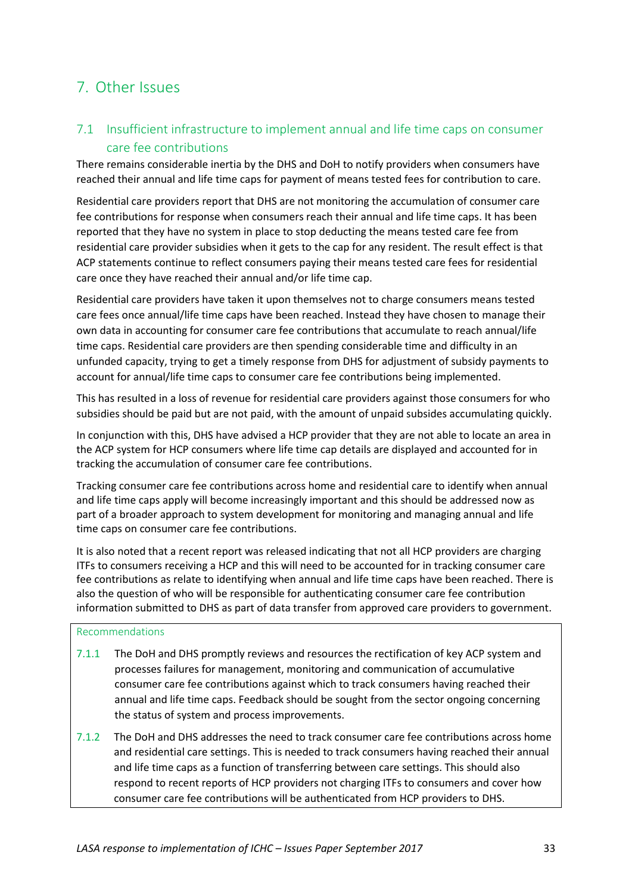# 7. Other Issues

## 7.1 Insufficient infrastructure to implement annual and life time caps on consumer care fee contributions

There remains considerable inertia by the DHS and DoH to notify providers when consumers have reached their annual and life time caps for payment of means tested fees for contribution to care.

Residential care providers report that DHS are not monitoring the accumulation of consumer care fee contributions for response when consumers reach their annual and life time caps. It has been reported that they have no system in place to stop deducting the means tested care fee from residential care provider subsidies when it gets to the cap for any resident. The result effect is that ACP statements continue to reflect consumers paying their means tested care fees for residential care once they have reached their annual and/or life time cap.

Residential care providers have taken it upon themselves not to charge consumers means tested care fees once annual/life time caps have been reached. Instead they have chosen to manage their own data in accounting for consumer care fee contributions that accumulate to reach annual/life time caps. Residential care providers are then spending considerable time and difficulty in an unfunded capacity, trying to get a timely response from DHS for adjustment of subsidy payments to account for annual/life time caps to consumer care fee contributions being implemented.

This has resulted in a loss of revenue for residential care providers against those consumers for who subsidies should be paid but are not paid, with the amount of unpaid subsides accumulating quickly.

In conjunction with this, DHS have advised a HCP provider that they are not able to locate an area in the ACP system for HCP consumers where life time cap details are displayed and accounted for in tracking the accumulation of consumer care fee contributions.

Tracking consumer care fee contributions across home and residential care to identify when annual and life time caps apply will become increasingly important and this should be addressed now as part of a broader approach to system development for monitoring and managing annual and life time caps on consumer care fee contributions.

It is also noted that a recent report was released indicating that not all HCP providers are charging ITFs to consumers receiving a HCP and this will need to be accounted for in tracking consumer care fee contributions as relate to identifying when annual and life time caps have been reached. There is also the question of who will be responsible for authenticating consumer care fee contribution information submitted to DHS as part of data transfer from approved care providers to government.

### Recommendations

7.1.1 The DoH and DHS promptly reviews and resources the rectification of key ACP system and processes failures for management, monitoring and communication of accumulative consumer care fee contributions against which to track consumers having reached their annual and life time caps. Feedback should be sought from the sector ongoing concerning the status of system and process improvements.

7.1.2 The DoH and DHS addresses the need to track consumer care fee contributions across home and residential care settings. This is needed to track consumers having reached their annual and life time caps as a function of transferring between care settings. This should also respond to recent reports of HCP providers not charging ITFs to consumers and cover how consumer care fee contributions will be authenticated from HCP providers to DHS.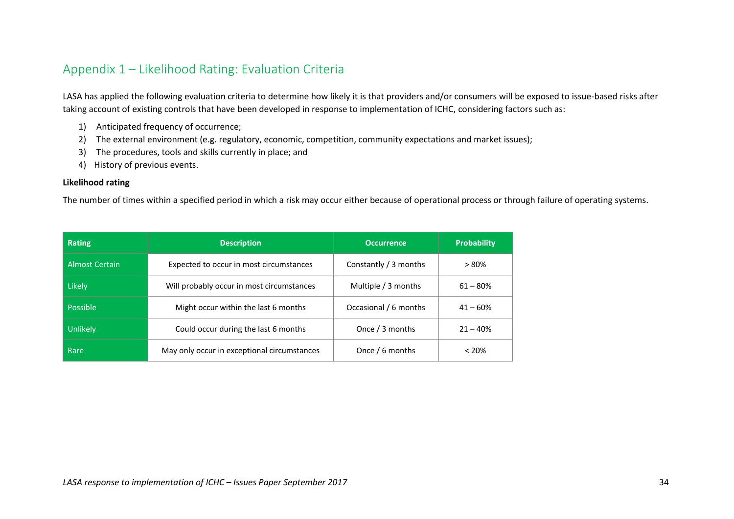## Appendix 1 – Likelihood Rating: Evaluation Criteria

LASA has applied the following evaluation criteria to determine how likely it is that providers and/or consumers will be exposed to issue-based risks after taking account of existing controls that have been developed in response to implementation of ICHC, considering factors such as:

1) Anticipated frequency of occurrence;
2) The external environment (e.g. regulatory, economic, competition, community expectations and market issues);
3) The procedures, tools and skills currently in place; and
4) History of previous events.

**Likelihood rating**

The number of times within a specified period in which a risk may occur either because of operational process or through failure of operating systems.

| Rating | Description | Occurrence | Probability |
|---|---|---|---|
| Almost Certain | Expected to occur in most circumstances | Constantly / 3 months | > 80% |
| Likely | Will probably occur in most circumstances | Multiple / 3 months | 61 – 80% |
| Possible | Might occur within the last 6 months | Occasional / 6 months | 41 – 60% |
| Unlikely | Could occur during the last 6 months | Once / 3 months | 21 – 40% |
| Rare | May only occur in exceptional circumstances | Once / 6 months | < 20% |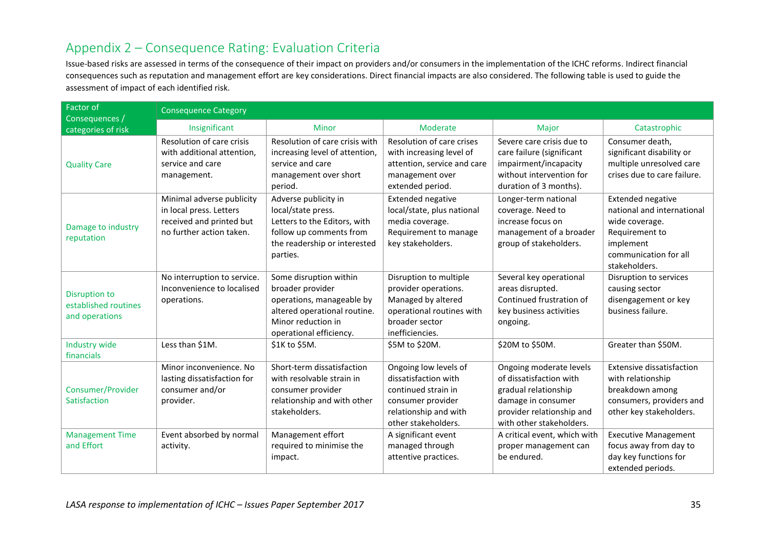## Appendix 2 – Consequence Rating: Evaluation Criteria

Issue-based risks are assessed in terms of the consequence of their impact on providers and/or consumers in the implementation of the ICHC reforms. Indirect financial consequences such as reputation and management effort are key considerations. Direct financial impacts are also considered. The following table is used to guide the assessment of impact of each identified risk.

| Factor of Consequences / categories of risk | Consequence Category | | | | |
|---|---|---|---|---|---|
| | Insignificant | Minor | Moderate | Major | Catastrophic |
| Quality Care | Resolution of care crisis with additional attention, service and care management. | Resolution of care crisis with increasing level of attention, service and care management over short period. | Resolution of care crises with increasing level of attention, service and care management over extended period. | Severe care crisis due to care failure (significant impairment/incapacity without intervention for duration of 3 months). | Consumer death, significant disability or multiple unresolved care crises due to care failure. |
| Damage to industry reputation | Minimal adverse publicity in local press. Letters received and printed but no further action taken. | Adverse publicity in local/state press. Letters to the Editors, with follow up comments from the readership or interested parties. | Extended negative local/state, plus national media coverage. Requirement to manage key stakeholders. | Longer-term national coverage. Need to increase focus on management of a broader group of stakeholders. | Extended negative national and international wide coverage. Requirement to implement communication for all stakeholders. |
| Disruption to established routines and operations | No interruption to service. Inconvenience to localised operations. | Some disruption within broader provider operations, manageable by altered operational routine. Minor reduction in operational efficiency. | Disruption to multiple provider operations. Managed by altered operational routines with broader sector inefficiencies. | Several key operational areas disrupted. Continued frustration of key business activities ongoing. | Disruption to services causing sector disengagement or key business failure. |
| Industry wide financials | Less than $1M. | $1K to $5M. | $5M to $20M. | $20M to $50M. | Greater than $50M. |
| Consumer/Provider Satisfaction | Minor inconvenience. No lasting dissatisfaction for consumer and/or provider. | Short-term dissatisfaction with resolvable strain in consumer provider relationship and with other stakeholders. | Ongoing low levels of dissatisfaction with continued strain in consumer provider relationship and with other stakeholders. | Ongoing moderate levels of dissatisfaction with gradual relationship damage in consumer provider relationship and with other stakeholders. | Extensive dissatisfaction with relationship breakdown among consumers, providers and other key stakeholders. |
| Management Time and Effort | Event absorbed by normal activity. | Management effort required to minimise the impact. | A significant event managed through attentive practices. | A critical event, which with proper management can be endured. | Executive Management focus away from day to day key functions for extended periods. |